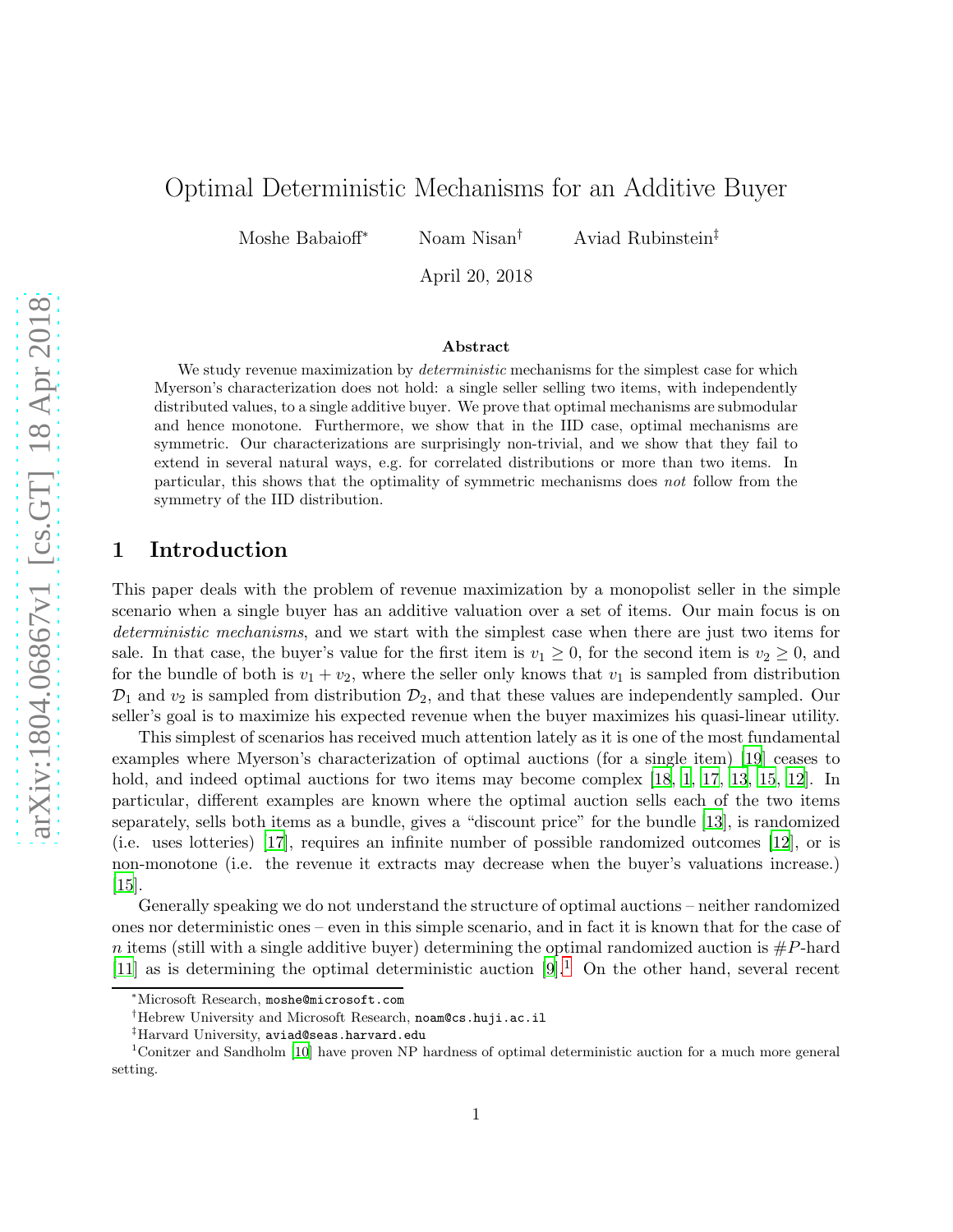# Optimal Deterministic Mechanisms for an Additive Buyer

Moshe Babaioff* Noam Nisan† Aviad Rubinstein‡

April 20, 2018

### Abstract

We study revenue maximization by *deterministic* mechanisms for the simplest case for which Myerson's characterization does not hold: a single seller selling two items, with independently distributed values, to a single additive buyer. We prove that optimal mechanisms are submodular and hence monotone. Furthermore, we show that in the IID case, optimal mechanisms are symmetric. Our characterizations are surprisingly non-trivial, and we show that they fail to extend in several natural ways, e.g. for correlated distributions or more than two items. In particular, this shows that the optimality of symmetric mechanisms does *not* follow from the symmetry of the IID distribution.

## 1 Introduction

This paper deals with the problem of revenue maximization by a monopolist seller in the simple scenario when a single buyer has an additive valuation over a set of items. Our main focus is on *deterministic mechanisms*, and we start with the simplest case when there are just two items for sale. In that case, the buyer's value for the first item is $v_1 \geq 0$, for the second item is $v_2 \geq 0$, and for the bundle of both is $v_1 + v_2$, where the seller only knows that $v_1$ is sampled from distribution $\mathcal{D}_1$ and $v_2$ is sampled from distribution $\mathcal{D}_2$, and that these values are independently sampled. Our seller's goal is to maximize his expected revenue when the buyer maximizes his quasi-linear utility.

This simplest of scenarios has received much attention lately as it is one of the most fundamental examples where Myerson's characterization of optimal auctions (for a single item) [19] ceases to hold, and indeed optimal auctions for two items may become complex [18, 1, 17, 13, 15, 12]. In particular, different examples are known where the optimal auction sells each of the two items separately, sells both items as a bundle, gives a "discount price" for the bundle [13], is randomized (i.e. uses lotteries) [17], requires an infinite number of possible randomized outcomes [12], or is non-monotone (i.e. the revenue it extracts may decrease when the buyer's valuations increase.) [15].

Generally speaking we do not understand the structure of optimal auctions – neither randomized ones nor deterministic ones – even in this simple scenario, and in fact it is known that for the case of $n$ items (still with a single additive buyer) determining the optimal randomized auction is $\#P$-hard [11] as is determining the optimal deterministic auction [9].[1] On the other hand, several recent

---

*Microsoft Research, moshe@microsoft.com

†Hebrew University and Microsoft Research, noam@cs.huji.ac.il

‡Harvard University, aviad@seas.harvard.edu

[1] Conitzer and Sandholm [10] have proven NP hardness of optimal deterministic auction for a much more general setting.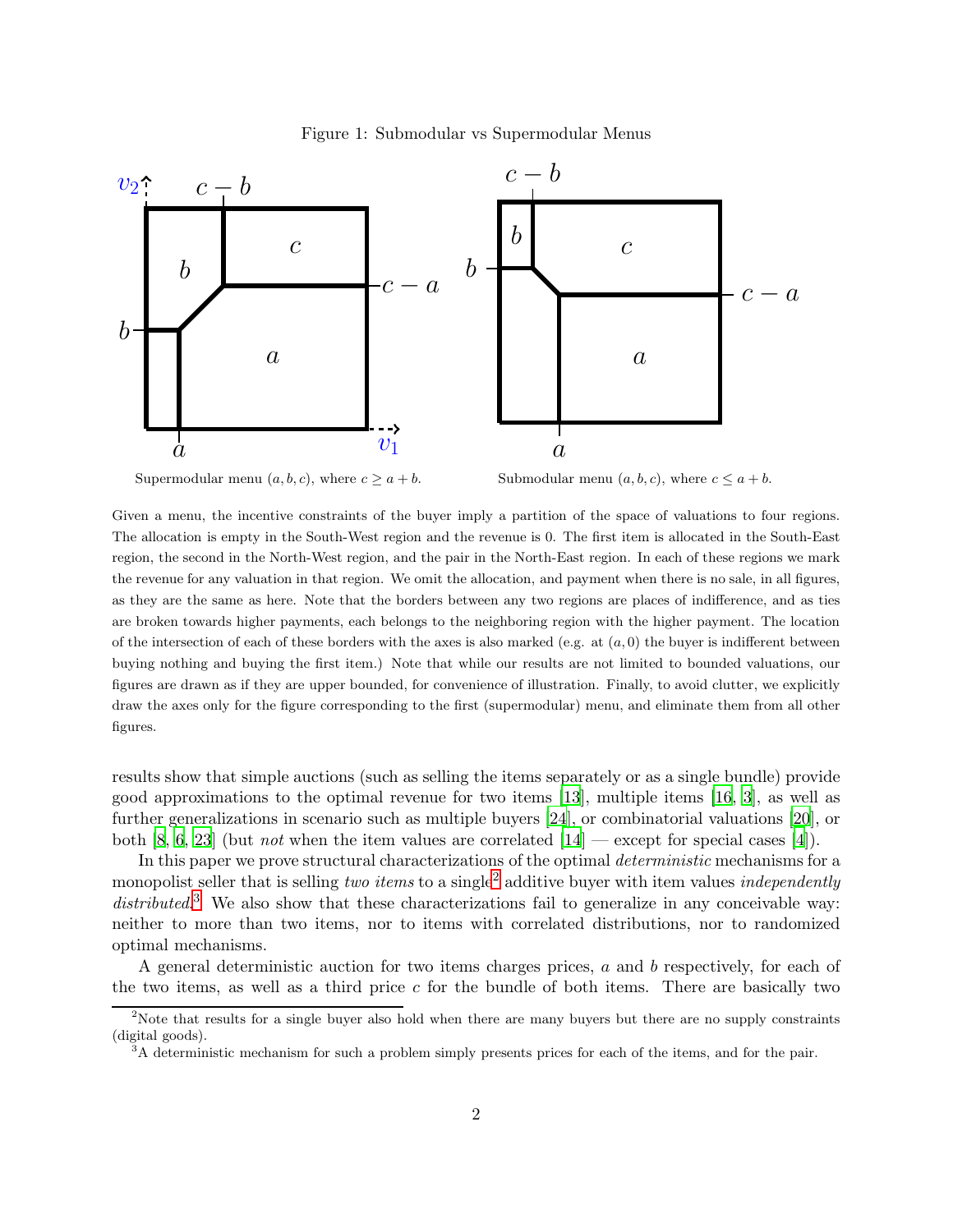Figure 1: Submodular vs Supermodular Menus

Supermodular menu $(a, b, c)$, where $c \geq a + b$.

Submodular menu $(a, b, c)$, where $c \leq a + b$.

Given a menu, the incentive constraints of the buyer imply a partition of the space of valuations to four regions. The allocation is empty in the South-West region and the revenue is 0. The first item is allocated in the South-East region, the second in the North-West region, and the pair in the North-East region. In each of these regions we mark the revenue for any valuation in that region. We omit the allocation, and payment when there is no sale, in all figures, as they are the same as here. Note that the borders between any two regions are places of indifference, and as ties are broken towards higher payments, each belongs to the neighboring region with the higher payment. The location of the intersection of each of these borders with the axes is also marked (e.g. at $(a, 0)$ the buyer is indifferent between buying nothing and buying the first item.) Note that while our results are not limited to bounded valuations, our figures are drawn as if they are upper bounded, for convenience of illustration. Finally, to avoid clutter, we explicitly draw the axes only for the figure corresponding to the first (supermodular) menu, and eliminate them from all other figures.

results show that simple auctions (such as selling the items separately or as a single bundle) provide good approximations to the optimal revenue for two items [13], multiple items [16, 3], as well as further generalizations in scenario such as multiple buyers [24], or combinatorial valuations [20], or both [8, 6, 23] (but *not* when the item values are correlated [14] — except for special cases [4]).

In this paper we prove structural characterizations of the optimal *deterministic* mechanisms for a monopolist seller that is selling *two items* to a single[2] additive buyer with item values *independently distributed*.[3] We also show that these characterizations fail to generalize in any conceivable way: neither to more than two items, nor to items with correlated distributions, nor to randomized optimal mechanisms.

A general deterministic auction for two items charges prices, $a$ and $b$ respectively, for each of the two items, as well as a third price $c$ for the bundle of both items. There are basically two

[2] Note that results for a single buyer also hold when there are many buyers but there are no supply constraints (digital goods).

[3] A deterministic mechanism for such a problem simply presents prices for each of the items, and for the pair.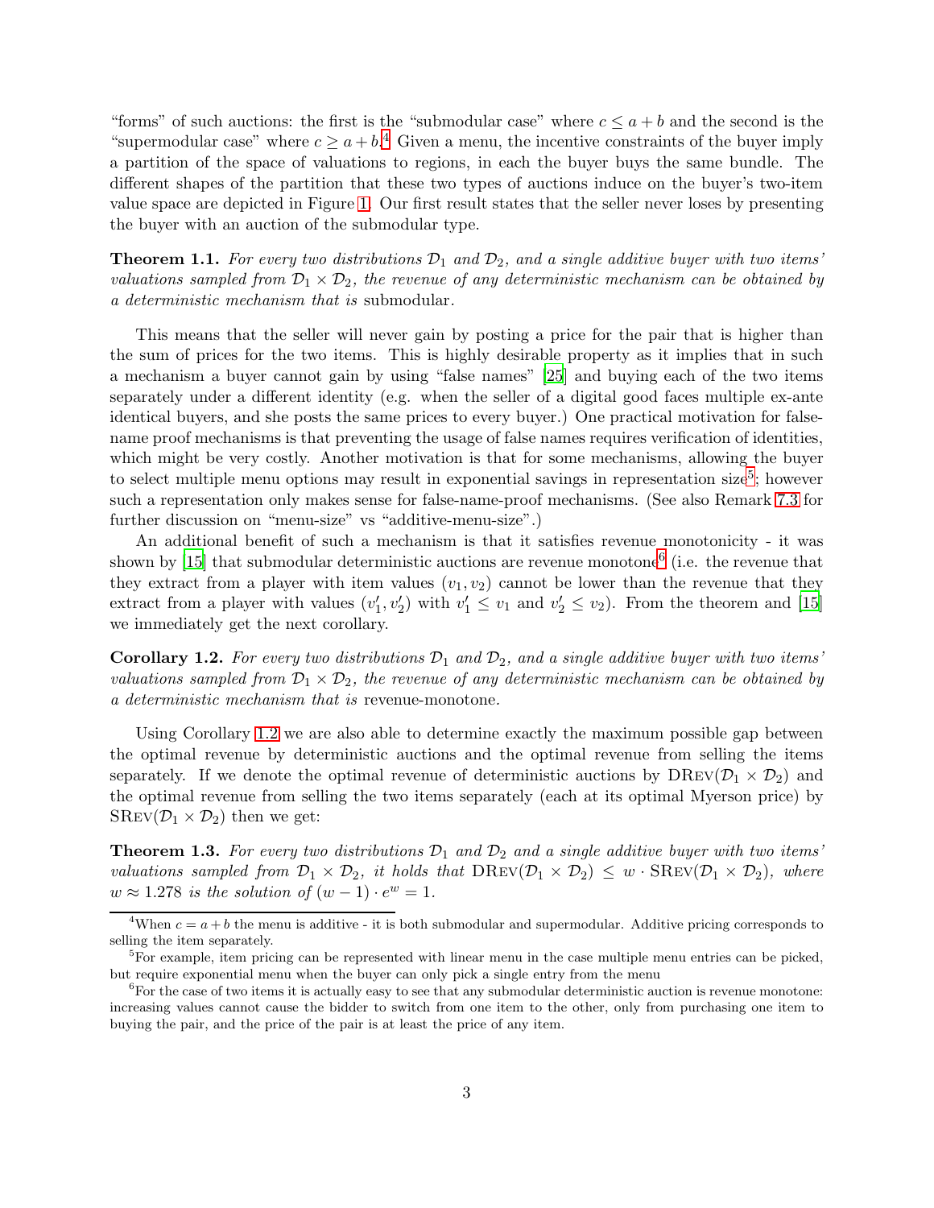"forms" of such auctions: the first is the "submodular case" where $c \leq a + b$ and the second is the "supermodular case" where $c \geq a + b$.[4] Given a menu, the incentive constraints of the buyer imply a partition of the space of valuations to regions, in each the buyer buys the same bundle. The different shapes of the partition that these two types of auctions induce on the buyer's two-item value space are depicted in Figure 1. Our first result states that the seller never loses by presenting the buyer with an auction of the submodular type.

**Theorem 1.1.** *For every two distributions $\mathcal{D}_1$ and $\mathcal{D}_2$, and a single additive buyer with two items' valuations sampled from $\mathcal{D}_1 \times \mathcal{D}_2$, the revenue of any deterministic mechanism can be obtained by a deterministic mechanism that is* submodular.

This means that the seller will never gain by posting a price for the pair that is higher than the sum of prices for the two items. This is highly desirable property as it implies that in such a mechanism a buyer cannot gain by using "false names" [25] and buying each of the two items separately under a different identity (e.g. when the seller of a digital good faces multiple ex-ante identical buyers, and she posts the same prices to every buyer.) One practical motivation for false-name proof mechanisms is that preventing the usage of false names requires verification of identities, which might be very costly. Another motivation is that for some mechanisms, allowing the buyer to select multiple menu options may result in exponential savings in representation size[5]; however such a representation only makes sense for false-name-proof mechanisms. (See also Remark 7.3 for further discussion on "menu-size" vs "additive-menu-size".)

An additional benefit of such a mechanism is that it satisfies revenue monotonicity - it was shown by [15] that submodular deterministic auctions are revenue monotone[6] (i.e. the revenue that they extract from a player with item values $(v_1, v_2)$ cannot be lower than the revenue that they extract from a player with values $(v'_1, v'_2)$ with $v'_1 \leq v_1$ and $v'_2 \leq v_2$). From the theorem and [15] we immediately get the next corollary.

**Corollary 1.2.** *For every two distributions $\mathcal{D}_1$ and $\mathcal{D}_2$, and a single additive buyer with two items' valuations sampled from $\mathcal{D}_1 \times \mathcal{D}_2$, the revenue of any deterministic mechanism can be obtained by a deterministic mechanism that is* revenue-monotone.

Using Corollary 1.2 we are also able to determine exactly the maximum possible gap between the optimal revenue by deterministic auctions and the optimal revenue from selling the items separately. If we denote the optimal revenue of deterministic auctions by $\text{DRev}(\mathcal{D}_1 \times \mathcal{D}_2)$ and the optimal revenue from selling the two items separately (each at its optimal Myerson price) by $\text{SRev}(\mathcal{D}_1 \times \mathcal{D}_2)$ then we get:

**Theorem 1.3.** *For every two distributions $\mathcal{D}_1$ and $\mathcal{D}_2$ and a single additive buyer with two items' valuations sampled from $\mathcal{D}_1 \times \mathcal{D}_2$, it holds that $\text{DRev}(\mathcal{D}_1 \times \mathcal{D}_2) \leq w \cdot \text{SRev}(\mathcal{D}_1 \times \mathcal{D}_2)$, where $w \approx 1.278$ is the solution of $(w - 1) \cdot e^w = 1$.*

---

[4] When $c = a + b$ the menu is additive - it is both submodular and supermodular. Additive pricing corresponds to selling the item separately.

[5] For example, item pricing can be represented with linear menu in the case multiple menu entries can be picked, but require exponential menu when the buyer can only pick a single entry from the menu

[6] For the case of two items it is actually easy to see that any submodular deterministic auction is revenue monotone: increasing values cannot cause the bidder to switch from one item to the other, only from purchasing one item to buying the pair, and the price of the pair is at least the price of any item.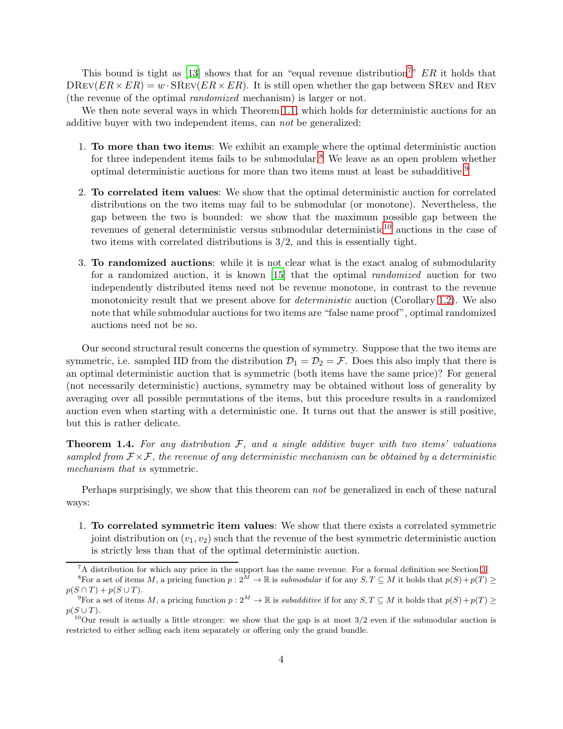This bound is tight as [13] shows that for an "equal revenue distribution[7]" $ER$ it holds that $\text{DRev}(ER \times ER) = w \cdot \text{SRev}(ER \times ER)$. It is still open whether the gap between SRev and Rev (the revenue of the optimal *randomized* mechanism) is larger or not.

We then note several ways in which Theorem 1.1, which holds for deterministic auctions for an additive buyer with two independent items, can *not* be generalized:

1. **To more than two items**: We exhibit an example where the optimal deterministic auction for three independent items fails to be submodular.[8] We leave as an open problem whether optimal deterministic auctions for more than two items must at least be subadditive.[9]
2. **To correlated item values**: We show that the optimal deterministic auction for correlated distributions on the two items may fail to be submodular (or monotone). Nevertheless, the gap between the two is bounded: we show that the maximum possible gap between the revenues of general deterministic versus submodular deterministic[10] auctions in the case of two items with correlated distributions is 3/2, and this is essentially tight.
3. **To randomized auctions**: while it is not clear what is the exact analog of submodularity for a randomized auction, it is known [15] that the optimal *randomized* auction for two independently distributed items need not be revenue monotone, in contrast to the revenue monotonicity result that we present above for *deterministic* auction (Corollary 1.2). We also note that while submodular auctions for two items are "false name proof", optimal randomized auctions need not be so.

Our second structural result concerns the question of symmetry. Suppose that the two items are symmetric, i.e. sampled IID from the distribution $\mathcal{D}_1 = \mathcal{D}_2 = \mathcal{F}$. Does this also imply that there is an optimal deterministic auction that is symmetric (both items have the same price)? For general (not necessarily deterministic) auctions, symmetry may be obtained without loss of generality by averaging over all possible permutations of the items, but this procedure results in a randomized auction even when starting with a deterministic one. It turns out that the answer is still positive, but this is rather delicate.

**Theorem 1.4.** *For any distribution $\mathcal{F}$, and a single additive buyer with two items' valuations sampled from $\mathcal{F} \times \mathcal{F}$, the revenue of any deterministic mechanism can be obtained by a deterministic mechanism that is* symmetric.

Perhaps surprisingly, we show that this theorem can *not* be generalized in each of these natural ways:

1. **To correlated symmetric item values**: We show that there exists a correlated symmetric joint distribution on $(v_1, v_2)$ such that the revenue of the best symmetric deterministic auction is strictly less than that of the optimal deterministic auction.

---

[7] A distribution for which any price in the support has the same revenue. For a formal definition see Section 3.

[8] For a set of items $M$, a pricing function $p : 2^M \to \mathbb{R}$ is *submodular* if for any $S, T \subseteq M$ it holds that $p(S)+p(T) \geq p(S \cap T) + p(S \cup T)$.

[9] For a set of items $M$, a pricing function $p : 2^M \to \mathbb{R}$ is *subadditive* if for any $S, T \subseteq M$ it holds that $p(S)+p(T) \geq p(S \cup T)$.

[10] Our result is actually a little stronger: we show that the gap is at most 3/2 even if the submodular auction is restricted to either selling each item separately or offering only the grand bundle.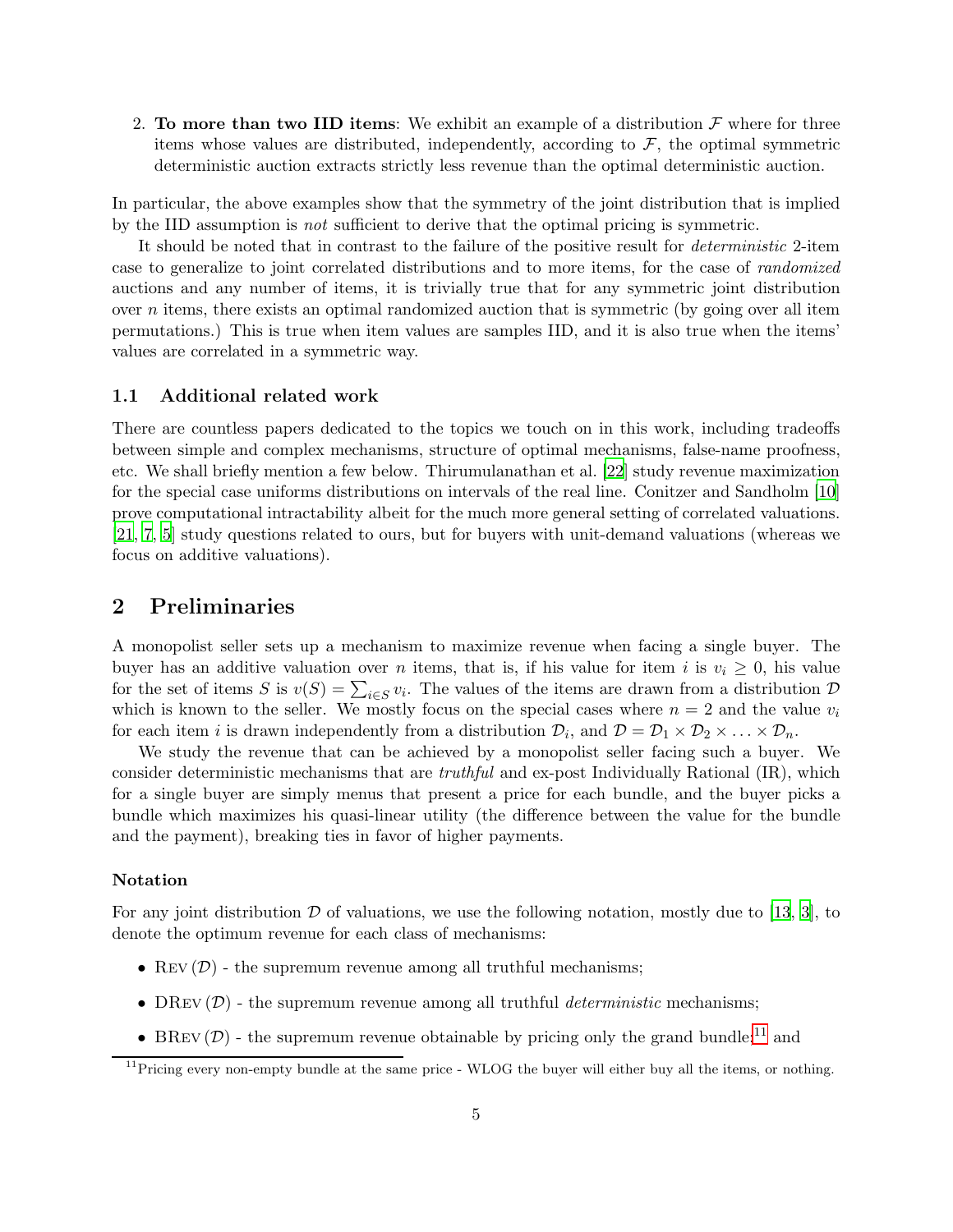2. **To more than two IID items**: We exhibit an example of a distribution $\mathcal{F}$ where for three items whose values are distributed, independently, according to $\mathcal{F}$, the optimal symmetric deterministic auction extracts strictly less revenue than the optimal deterministic auction.

In particular, the above examples show that the symmetry of the joint distribution that is implied by the IID assumption is *not* sufficient to derive that the optimal pricing is symmetric.

It should be noted that in contrast to the failure of the positive result for *deterministic* 2-item case to generalize to joint correlated distributions and to more items, for the case of *randomized* auctions and any number of items, it is trivially true that for any symmetric joint distribution over $n$ items, there exists an optimal randomized auction that is symmetric (by going over all item permutations.) This is true when item values are samples IID, and it is also true when the items' values are correlated in a symmetric way.

## 1.1 Additional related work

There are countless papers dedicated to the topics we touch on in this work, including tradeoffs between simple and complex mechanisms, structure of optimal mechanisms, false-name proofness, etc. We shall briefly mention a few below. Thirumulanathan et al. [22] study revenue maximization for the special case uniforms distributions on intervals of the real line. Conitzer and Sandholm [10] prove computational intractability albeit for the much more general setting of correlated valuations. [21, 7, 5] study questions related to ours, but for buyers with unit-demand valuations (whereas we focus on additive valuations).

# 2 Preliminaries

A monopolist seller sets up a mechanism to maximize revenue when facing a single buyer. The buyer has an additive valuation over $n$ items, that is, if his value for item $i$ is $v_i \geq 0$, his value for the set of items $S$ is $v(S) = \sum_{i \in S} v_i$. The values of the items are drawn from a distribution $\mathcal{D}$ which is known to the seller. We mostly focus on the special cases where $n = 2$ and the value $v_i$ for each item $i$ is drawn independently from a distribution $\mathcal{D}_i$, and $\mathcal{D} = \mathcal{D}_1 \times \mathcal{D}_2 \times \ldots \times \mathcal{D}_n$.

We study the revenue that can be achieved by a monopolist seller facing such a buyer. We consider deterministic mechanisms that are *truthful* and ex-post Individually Rational (IR), which for a single buyer are simply menus that present a price for each bundle, and the buyer picks a bundle which maximizes his quasi-linear utility (the difference between the value for the bundle and the payment), breaking ties in favor of higher payments.

### Notation

For any joint distribution $\mathcal{D}$ of valuations, we use the following notation, mostly due to [13, 3], to denote the optimum revenue for each class of mechanisms:

- $\text{Rev}(\mathcal{D})$ - the supremum revenue among all truthful mechanisms;
- $\text{DRev}(\mathcal{D})$ - the supremum revenue among all truthful *deterministic* mechanisms;
- $\text{BRev}(\mathcal{D})$ - the supremum revenue obtainable by pricing only the grand bundle;[11] and

[11] Pricing every non-empty bundle at the same price - WLOG the buyer will either buy all the items, or nothing.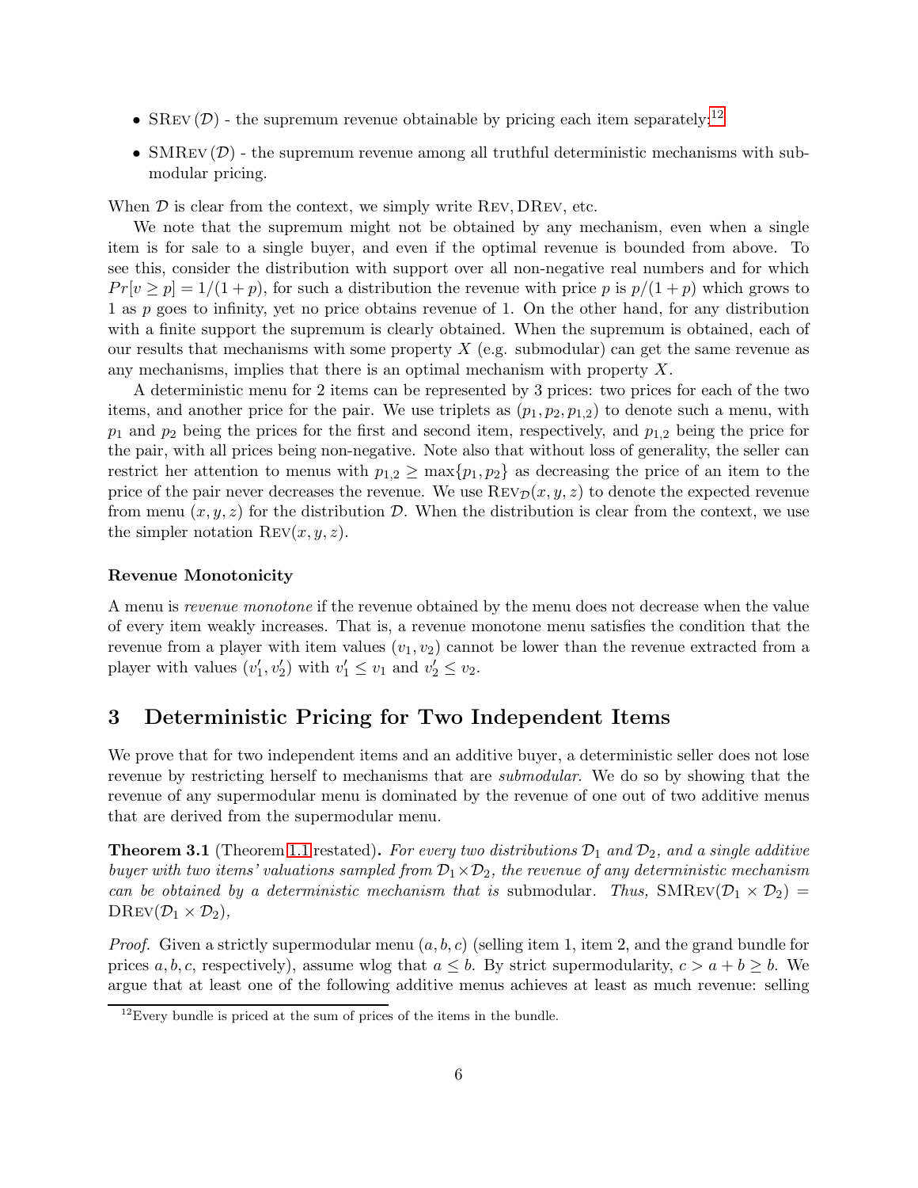- SRev ($\mathcal{D}$) - the supremum revenue obtainable by pricing each item separately;[12]
- SMRev ($\mathcal{D}$) - the supremum revenue among all truthful deterministic mechanisms with submodular pricing.

When $\mathcal{D}$ is clear from the context, we simply write Rev, DRev, etc.

We note that the supremum might not be obtained by any mechanism, even when a single item is for sale to a single buyer, and even if the optimal revenue is bounded from above. To see this, consider the distribution with support over all non-negative real numbers and for which $Pr[v \geq p] = 1/(1+p)$, for such a distribution the revenue with price $p$ is $p/(1+p)$ which grows to 1 as $p$ goes to infinity, yet no price obtains revenue of 1. On the other hand, for any distribution with a finite support the supremum is clearly obtained. When the supremum is obtained, each of our results that mechanisms with some property $X$ (e.g. submodular) can get the same revenue as any mechanisms, implies that there is an optimal mechanism with property $X$.

A deterministic menu for 2 items can be represented by 3 prices: two prices for each of the two items, and another price for the pair. We use triplets as $(p_1, p_2, p_{1,2})$ to denote such a menu, with $p_1$ and $p_2$ being the prices for the first and second item, respectively, and $p_{1,2}$ being the price for the pair, with all prices being non-negative. Note also that without loss of generality, the seller can restrict her attention to menus with $p_{1,2} \geq \max\{p_1, p_2\}$ as decreasing the price of an item to the price of the pair never decreases the revenue. We use $\text{Rev}_{\mathcal{D}}(x, y, z)$ to denote the expected revenue from menu $(x, y, z)$ for the distribution $\mathcal{D}$. When the distribution is clear from the context, we use the simpler notation $\text{Rev}(x, y, z)$.

#### Revenue Monotonicity

A menu is *revenue monotone* if the revenue obtained by the menu does not decrease when the value of every item weakly increases. That is, a revenue monotone menu satisfies the condition that the revenue from a player with item values $(v_1, v_2)$ cannot be lower than the revenue extracted from a player with values $(v_1', v_2')$ with $v_1' \leq v_1$ and $v_2' \leq v_2$.

## 3 Deterministic Pricing for Two Independent Items

We prove that for two independent items and an additive buyer, a deterministic seller does not lose revenue by restricting herself to mechanisms that are *submodular*. We do so by showing that the revenue of any supermodular menu is dominated by the revenue of one out of two additive menus that are derived from the supermodular menu.

**Theorem 3.1** (Theorem 1.1 restated). *For every two distributions $\mathcal{D}_1$ and $\mathcal{D}_2$, and a single additive buyer with two items' valuations sampled from $\mathcal{D}_1 \times \mathcal{D}_2$, the revenue of any deterministic mechanism can be obtained by a deterministic mechanism that is* submodular. *Thus,* $\text{SMRev}(\mathcal{D}_1 \times \mathcal{D}_2) = \text{DRev}(\mathcal{D}_1 \times \mathcal{D}_2)$,

*Proof.* Given a strictly supermodular menu $(a, b, c)$ (selling item 1, item 2, and the grand bundle for prices $a, b, c$, respectively), assume wlog that $a \leq b$. By strict supermodularity, $c > a + b \geq b$. We argue that at least one of the following additive menus achieves at least as much revenue: selling

[12]Every bundle is priced at the sum of prices of the items in the bundle.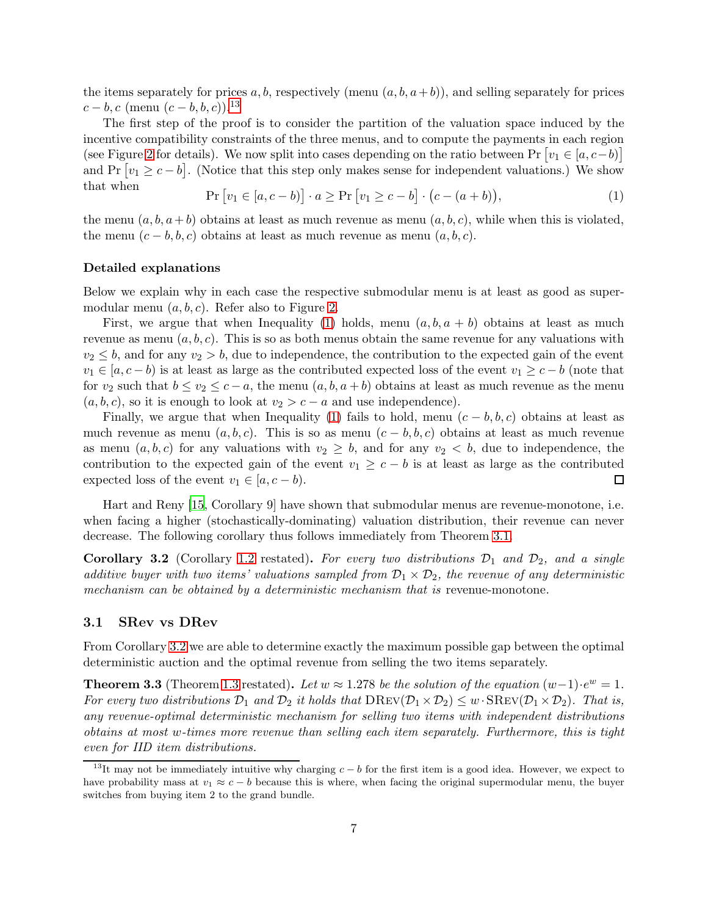the items separately for prices $a, b$, respectively (menu $(a, b, a+b)$), and selling separately for prices $c-b, c$ (menu $(c-b, b, c)$).[13]

The first step of the proof is to consider the partition of the valuation space induced by the incentive compatibility constraints of the three menus, and to compute the payments in each region (see Figure 2 for details). We now split into cases depending on the ratio between $\Pr\left[v_1 \in [a, c-b)\right]$ and $\Pr\left[v_1 \geq c-b\right]$. (Notice that this step only makes sense for independent valuations.) We show that when

$$\Pr\left[v_1 \in [a, c-b)\right] \cdot a \geq \Pr\left[v_1 \geq c-b\right] \cdot \big(c-(a+b)\big), \tag{1}$$

the menu $(a, b, a+b)$ obtains at least as much revenue as menu $(a, b, c)$, while when this is violated, the menu $(c-b, b, c)$ obtains at least as much revenue as menu $(a, b, c)$.

**Detailed explanations**

Below we explain why in each case the respective submodular menu is at least as good as supermodular menu $(a, b, c)$. Refer also to Figure 2.

First, we argue that when Inequality (1) holds, menu $(a, b, a+b)$ obtains at least as much revenue as menu $(a, b, c)$. This is so as both menus obtain the same revenue for any valuations with $v_2 \leq b$, and for any $v_2 > b$, due to independence, the contribution to the expected gain of the event $v_1 \in [a, c-b)$ is at least as large as the contributed expected loss of the event $v_1 \geq c-b$ (note that for $v_2$ such that $b \leq v_2 \leq c-a$, the menu $(a, b, a+b)$ obtains at least as much revenue as the menu $(a, b, c)$, so it is enough to look at $v_2 > c-a$ and use independence).

Finally, we argue that when Inequality (1) fails to hold, menu $(c-b, b, c)$ obtains at least as much revenue as menu $(a, b, c)$. This is so as menu $(c-b, b, c)$ obtains at least as much revenue as menu $(a, b, c)$ for any valuations with $v_2 \geq b$, and for any $v_2 < b$, due to independence, the contribution to the expected gain of the event $v_1 \geq c-b$ is at least as large as the contributed expected loss of the event $v_1 \in [a, c-b)$. □

Hart and Reny [15, Corollary 9] have shown that submodular menus are revenue-monotone, i.e. when facing a higher (stochastically-dominating) valuation distribution, their revenue can never decrease. The following corollary thus follows immediately from Theorem 3.1.

**Corollary 3.2** (Corollary 1.2 restated)**.** *For every two distributions $\mathcal{D}_1$ and $\mathcal{D}_2$, and a single additive buyer with two items' valuations sampled from $\mathcal{D}_1 \times \mathcal{D}_2$, the revenue of any deterministic mechanism can be obtained by a deterministic mechanism that is* revenue-monotone.

## 3.1 SRev vs DRev

From Corollary 3.2 we are able to determine exactly the maximum possible gap between the optimal deterministic auction and the optimal revenue from selling the two items separately.

**Theorem 3.3** (Theorem 1.3 restated)**.** *Let $w \approx 1.278$ be the solution of the equation $(w-1) \cdot e^w = 1$. For every two distributions $\mathcal{D}_1$ and $\mathcal{D}_2$ it holds that $\mathrm{DRev}(\mathcal{D}_1 \times \mathcal{D}_2) \leq w \cdot \mathrm{SRev}(\mathcal{D}_1 \times \mathcal{D}_2)$. That is, any revenue-optimal deterministic mechanism for selling two items with independent distributions obtains at most $w$-times more revenue than selling each item separately. Furthermore, this is tight even for IID item distributions.*

[13] It may not be immediately intuitive why charging $c-b$ for the first item is a good idea. However, we expect to have probability mass at $v_1 \approx c-b$ because this is where, when facing the original supermodular menu, the buyer switches from buying item 2 to the grand bundle.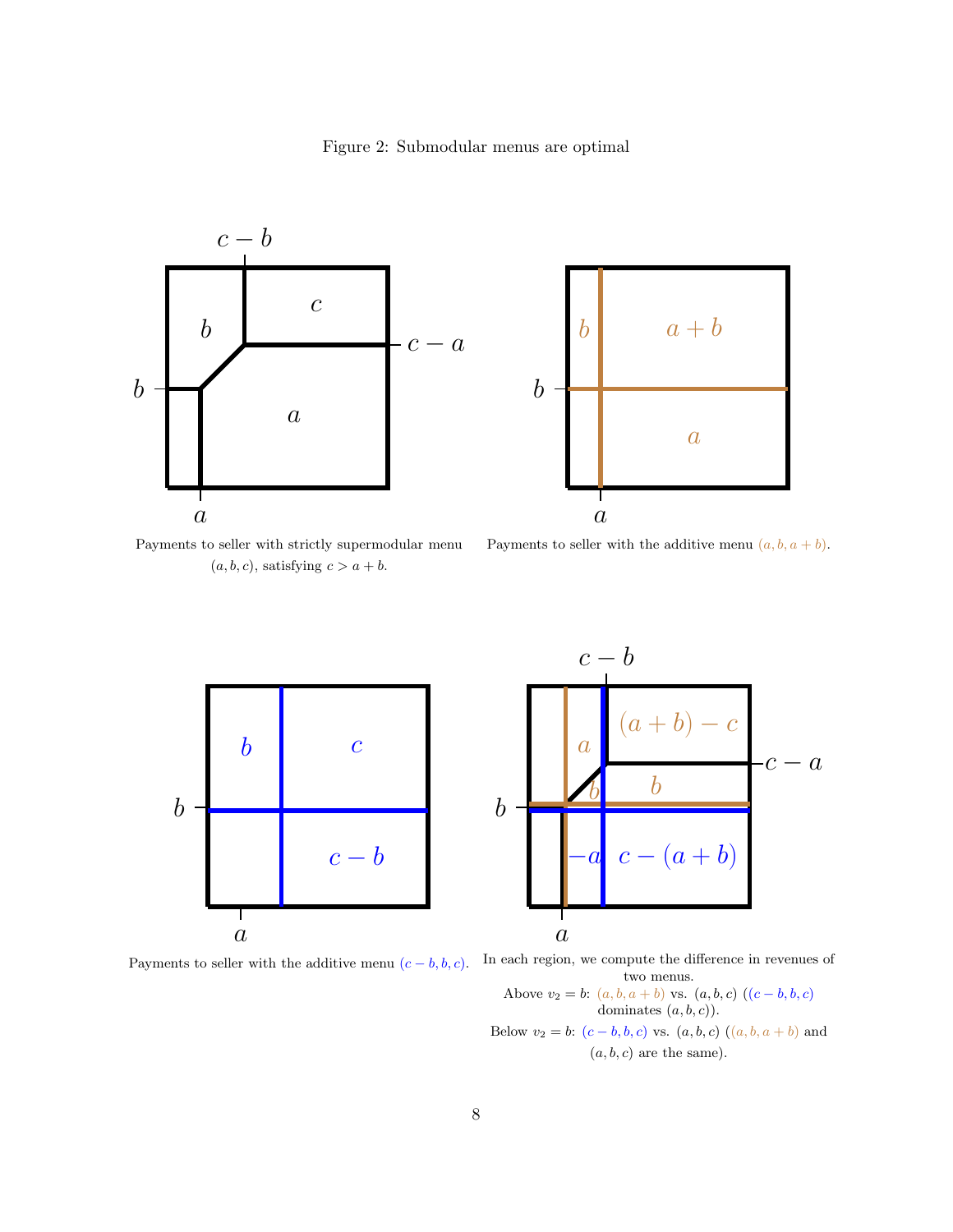Figure 2: Submodular menus are optimal

Payments to seller with strictly supermodular menu $(a, b, c)$, satisfying $c > a + b$.

Payments to seller with the additive menu $(a, b, a + b)$.

Payments to seller with the additive menu $(c - b, b, c)$.

In each region, we compute the difference in revenues of two menus.
Above $v_2 = b$: $(a, b, a + b)$ vs. $(a, b, c)$ ($(c - b, b, c)$ dominates $(a, b, c)$).
Below $v_2 = b$: $(c - b, b, c)$ vs. $(a, b, c)$ ($(a, b, a + b)$ and $(a, b, c)$ are the same).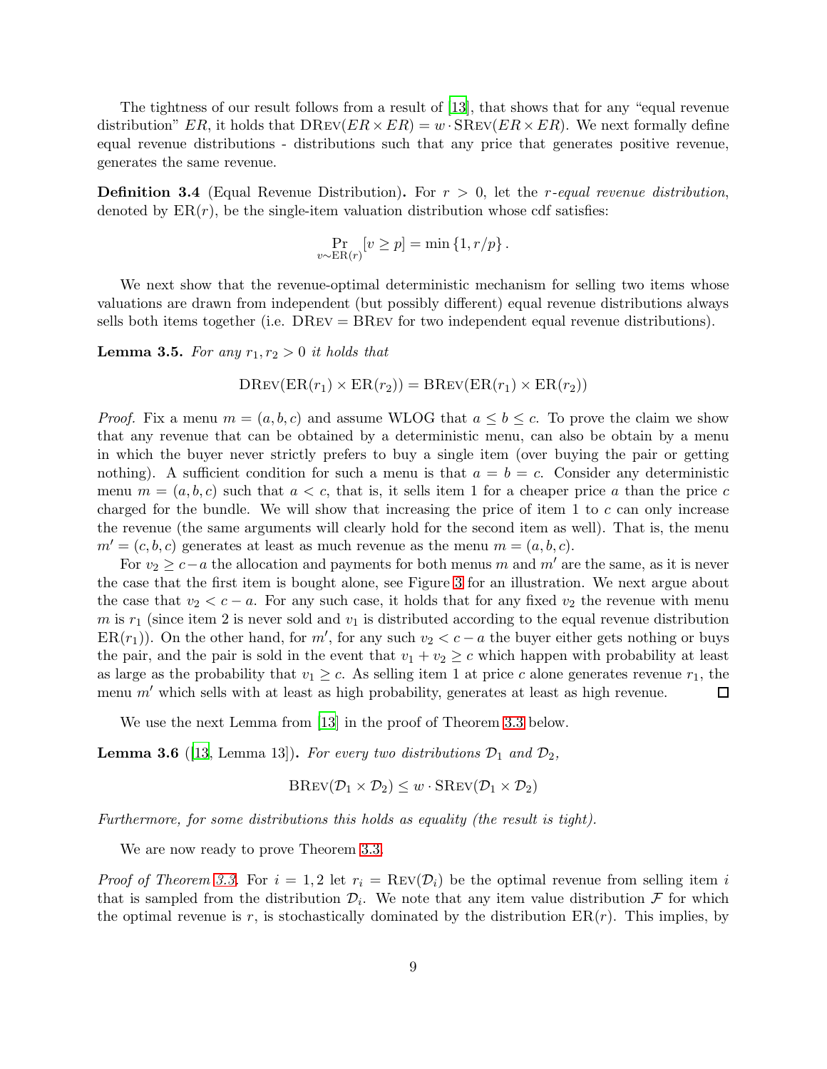The tightness of our result follows from a result of [13], that shows that for any "equal revenue distribution" $ER$, it holds that $\mathrm{DRev}(ER \times ER) = w \cdot \mathrm{SRev}(ER \times ER)$. We next formally define equal revenue distributions - distributions such that any price that generates positive revenue, generates the same revenue.

**Definition 3.4** (Equal Revenue Distribution)**.** For $r > 0$, let the *$r$-equal revenue distribution*, denoted by $\mathrm{ER}(r)$, be the single-item valuation distribution whose cdf satisfies:

$$\Pr_{v \sim \mathrm{ER}(r)}[v \geq p] = \min\{1, r/p\}.$$

We next show that the revenue-optimal deterministic mechanism for selling two items whose valuations are drawn from independent (but possibly different) equal revenue distributions always sells both items together (i.e. $\mathrm{DRev} = \mathrm{BRev}$ for two independent equal revenue distributions).

**Lemma 3.5.** *For any $r_1, r_2 > 0$ it holds that*

$$\mathrm{DRev}(\mathrm{ER}(r_1) \times \mathrm{ER}(r_2)) = \mathrm{BRev}(\mathrm{ER}(r_1) \times \mathrm{ER}(r_2))$$

*Proof.* Fix a menu $m = (a, b, c)$ and assume WLOG that $a \leq b \leq c$. To prove the claim we show that any revenue that can be obtained by a deterministic menu, can also be obtain by a menu in which the buyer never strictly prefers to buy a single item (over buying the pair or getting nothing). A sufficient condition for such a menu is that $a = b = c$. Consider any deterministic menu $m = (a, b, c)$ such that $a < c$, that is, it sells item 1 for a cheaper price $a$ than the price $c$ charged for the bundle. We will show that increasing the price of item 1 to $c$ can only increase the revenue (the same arguments will clearly hold for the second item as well). That is, the menu $m' = (c, b, c)$ generates at least as much revenue as the menu $m = (a, b, c)$.

For $v_2 \geq c - a$ the allocation and payments for both menus $m$ and $m'$ are the same, as it is never the case that the first item is bought alone, see Figure 3 for an illustration. We next argue about the case that $v_2 < c - a$. For any such case, it holds that for any fixed $v_2$ the revenue with menu $m$ is $r_1$ (since item 2 is never sold and $v_1$ is distributed according to the equal revenue distribution $\mathrm{ER}(r_1)$). On the other hand, for $m'$, for any such $v_2 < c - a$ the buyer either gets nothing or buys the pair, and the pair is sold in the event that $v_1 + v_2 \geq c$ which happen with probability at least as large as the probability that $v_1 \geq c$. As selling item 1 at price $c$ alone generates revenue $r_1$, the menu $m'$ which sells with at least as high probability, generates at least as high revenue. $\square$

We use the next Lemma from [13] in the proof of Theorem 3.3 below.

**Lemma 3.6** ([13, Lemma 13])**.** *For every two distributions $\mathcal{D}_1$ and $\mathcal{D}_2$,*

$$\mathrm{BRev}(\mathcal{D}_1 \times \mathcal{D}_2) \leq w \cdot \mathrm{SRev}(\mathcal{D}_1 \times \mathcal{D}_2)$$

*Furthermore, for some distributions this holds as equality (the result is tight).*

We are now ready to prove Theorem 3.3.

*Proof of Theorem 3.3.* For $i = 1, 2$ let $r_i = \mathrm{Rev}(\mathcal{D}_i)$ be the optimal revenue from selling item $i$ that is sampled from the distribution $\mathcal{D}_i$. We note that any item value distribution $\mathcal{F}$ for which the optimal revenue is $r$, is stochastically dominated by the distribution $\mathrm{ER}(r)$. This implies, by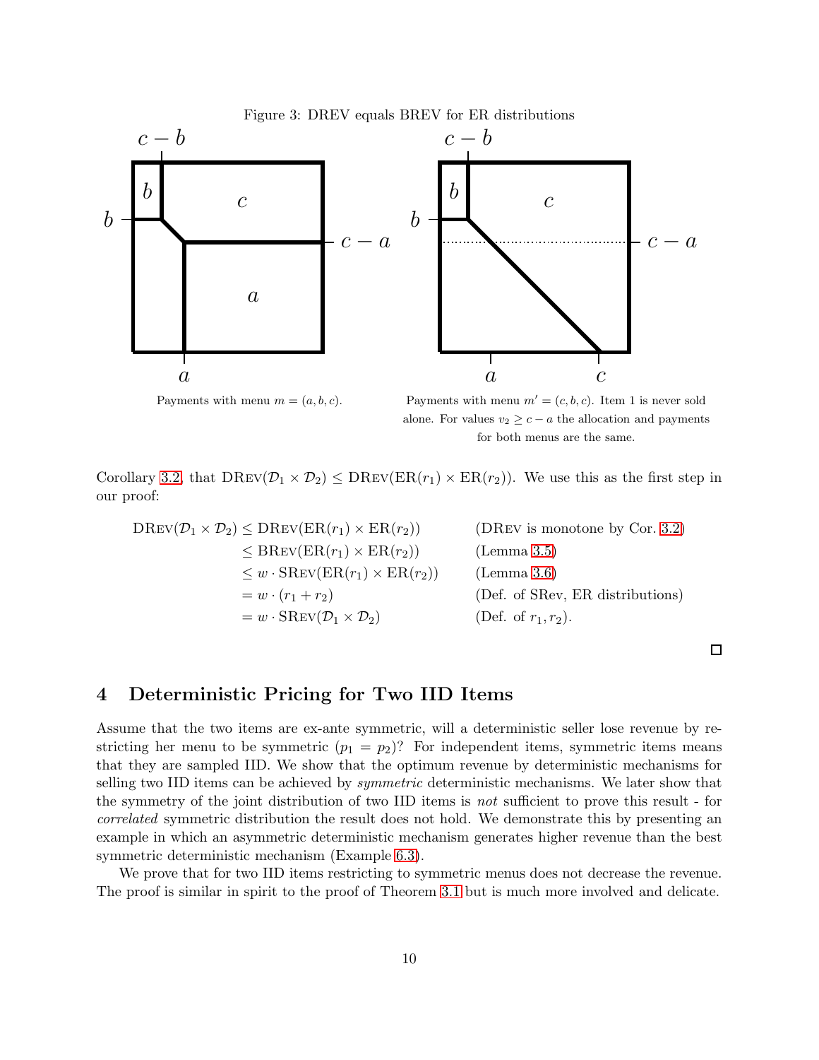Figure 3: DREV equals BREV for ER distributions

Payments with menu $m = (a, b, c)$.

Payments with menu $m' = (c, b, c)$. Item 1 is never sold alone. For values $v_2 \geq c - a$ the allocation and payments for both menus are the same.

Corollary 3.2, that $\text{DRev}(\mathcal{D}_1 \times \mathcal{D}_2) \leq \text{DRev}(\text{ER}(r_1) \times \text{ER}(r_2))$. We use this as the first step in our proof:

$$
\begin{aligned}
\text{DRev}(\mathcal{D}_1 \times \mathcal{D}_2) &\leq \text{DRev}(\text{ER}(r_1) \times \text{ER}(r_2)) && \text{(DRev is monotone by Cor. 3.2)} \\
&\leq \text{BRev}(\text{ER}(r_1) \times \text{ER}(r_2)) && \text{(Lemma 3.5)} \\
&\leq w \cdot \text{SRev}(\text{ER}(r_1) \times \text{ER}(r_2)) && \text{(Lemma 3.6)} \\
&= w \cdot (r_1 + r_2) && \text{(Def. of SRev, ER distributions)} \\
&= w \cdot \text{SRev}(\mathcal{D}_1 \times \mathcal{D}_2) && \text{(Def. of } r_1, r_2\text{).}
\end{aligned}
$$

□

## 4 Deterministic Pricing for Two IID Items

Assume that the two items are ex-ante symmetric, will a deterministic seller lose revenue by restricting her menu to be symmetric ($p_1 = p_2$)? For independent items, symmetric items means that they are sampled IID. We show that the optimum revenue by deterministic mechanisms for selling two IID items can be achieved by *symmetric* deterministic mechanisms. We later show that the symmetry of the joint distribution of two IID items is *not* sufficient to prove this result - for *correlated* symmetric distribution the result does not hold. We demonstrate this by presenting an example in which an asymmetric deterministic mechanism generates higher revenue than the best symmetric deterministic mechanism (Example 6.3).

We prove that for two IID items restricting to symmetric menus does not decrease the revenue. The proof is similar in spirit to the proof of Theorem 3.1 but is much more involved and delicate.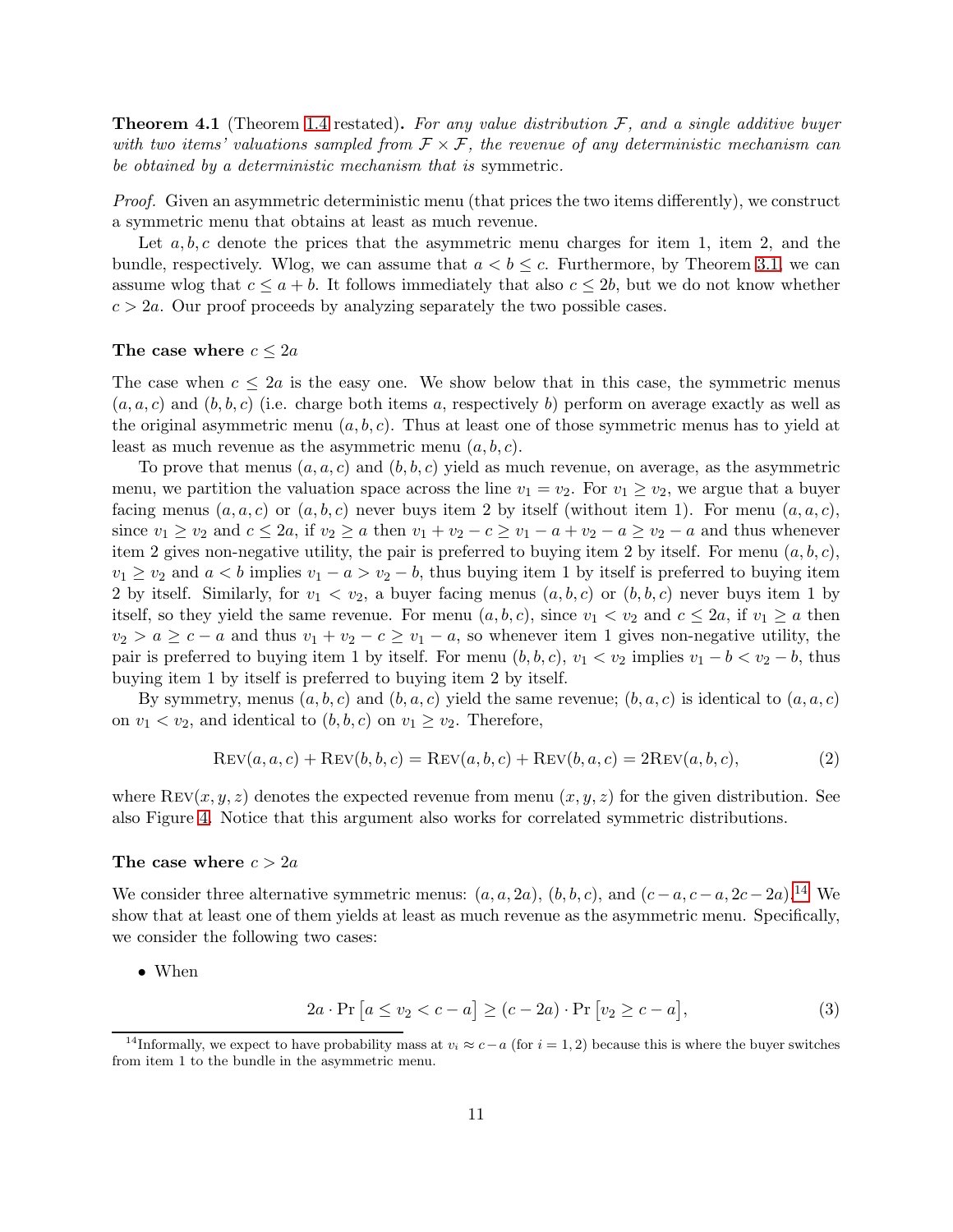**Theorem 4.1** (Theorem 1.4 restated)**.** *For any value distribution $\mathcal{F}$, and a single additive buyer with two items' valuations sampled from $\mathcal{F} \times \mathcal{F}$, the revenue of any deterministic mechanism can be obtained by a deterministic mechanism that is* symmetric.

*Proof.* Given an asymmetric deterministic menu (that prices the two items differently), we construct a symmetric menu that obtains at least as much revenue.

Let $a, b, c$ denote the prices that the asymmetric menu charges for item 1, item 2, and the bundle, respectively. Wlog, we can assume that $a < b \leq c$. Furthermore, by Theorem 3.1, we can assume wlog that $c \leq a + b$. It follows immediately that also $c \leq 2b$, but we do not know whether $c > 2a$. Our proof proceeds by analyzing separately the two possible cases.

### The case where $c \leq 2a$

The case when $c \leq 2a$ is the easy one. We show below that in this case, the symmetric menus $(a, a, c)$ and $(b, b, c)$ (i.e. charge both items $a$, respectively $b$) perform on average exactly as well as the original asymmetric menu $(a, b, c)$. Thus at least one of those symmetric menus has to yield at least as much revenue as the asymmetric menu $(a, b, c)$.

To prove that menus $(a, a, c)$ and $(b, b, c)$ yield as much revenue, on average, as the asymmetric menu, we partition the valuation space across the line $v_1 = v_2$. For $v_1 \geq v_2$, we argue that a buyer facing menus $(a, a, c)$ or $(a, b, c)$ never buys item 2 by itself (without item 1). For menu $(a, a, c)$, since $v_1 \geq v_2$ and $c \leq 2a$, if $v_2 \geq a$ then $v_1 + v_2 - c \geq v_1 - a + v_2 - a \geq v_2 - a$ and thus whenever item 2 gives non-negative utility, the pair is preferred to buying item 2 by itself. For menu $(a, b, c)$, $v_1 \geq v_2$ and $a < b$ implies $v_1 - a > v_2 - b$, thus buying item 1 by itself is preferred to buying item 2 by itself. Similarly, for $v_1 < v_2$, a buyer facing menus $(a, b, c)$ or $(b, b, c)$ never buys item 1 by itself, so they yield the same revenue. For menu $(a, b, c)$, since $v_1 < v_2$ and $c \leq 2a$, if $v_1 \geq a$ then $v_2 > a \geq c - a$ and thus $v_1 + v_2 - c \geq v_1 - a$, so whenever item 1 gives non-negative utility, the pair is preferred to buying item 1 by itself. For menu $(b, b, c)$, $v_1 < v_2$ implies $v_1 - b < v_2 - b$, thus buying item 1 by itself is preferred to buying item 2 by itself.

By symmetry, menus $(a, b, c)$ and $(b, a, c)$ yield the same revenue; $(b, a, c)$ is identical to $(a, a, c)$ on $v_1 < v_2$, and identical to $(b, b, c)$ on $v_1 \geq v_2$. Therefore,

$$\textsc{Rev}(a, a, c) + \textsc{Rev}(b, b, c) = \textsc{Rev}(a, b, c) + \textsc{Rev}(b, a, c) = 2\textsc{Rev}(a, b, c), \tag{2}$$

where $\textsc{Rev}(x, y, z)$ denotes the expected revenue from menu $(x, y, z)$ for the given distribution. See also Figure 4. Notice that this argument also works for correlated symmetric distributions.

### The case where $c > 2a$

We consider three alternative symmetric menus: $(a, a, 2a)$, $(b, b, c)$, and $(c - a, c - a, 2c - 2a)$.[14] We show that at least one of them yields at least as much revenue as the asymmetric menu. Specifically, we consider the following two cases:

- When

$$2a \cdot \Pr\left[a \leq v_2 < c - a\right] \geq (c - 2a) \cdot \Pr\left[v_2 \geq c - a\right], \tag{3}$$

[14]Informally, we expect to have probability mass at $v_i \approx c - a$ (for $i = 1, 2$) because this is where the buyer switches from item 1 to the bundle in the asymmetric menu.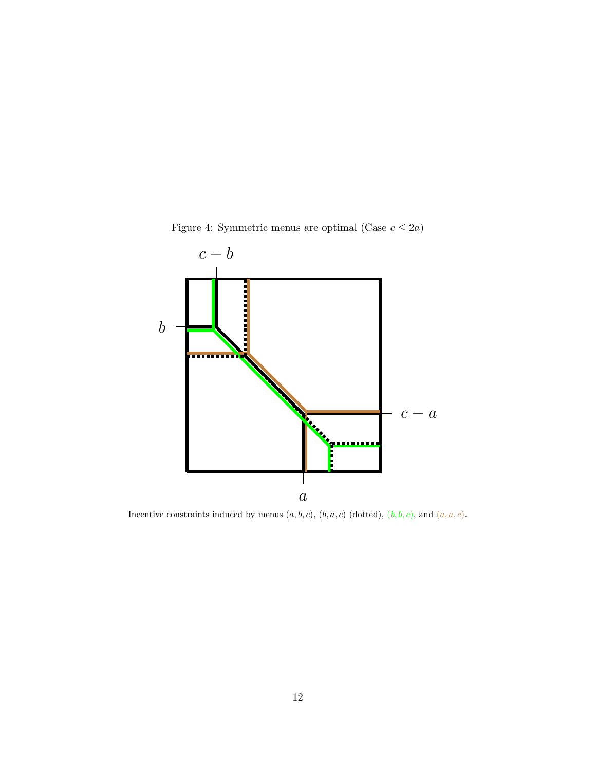Figure 4: Symmetric menus are optimal (Case $c \leq 2a$)

Incentive constraints induced by menus $(a, b, c)$, $(b, a, c)$ (dotted), $(b, b, c)$, and $(a, a, c)$.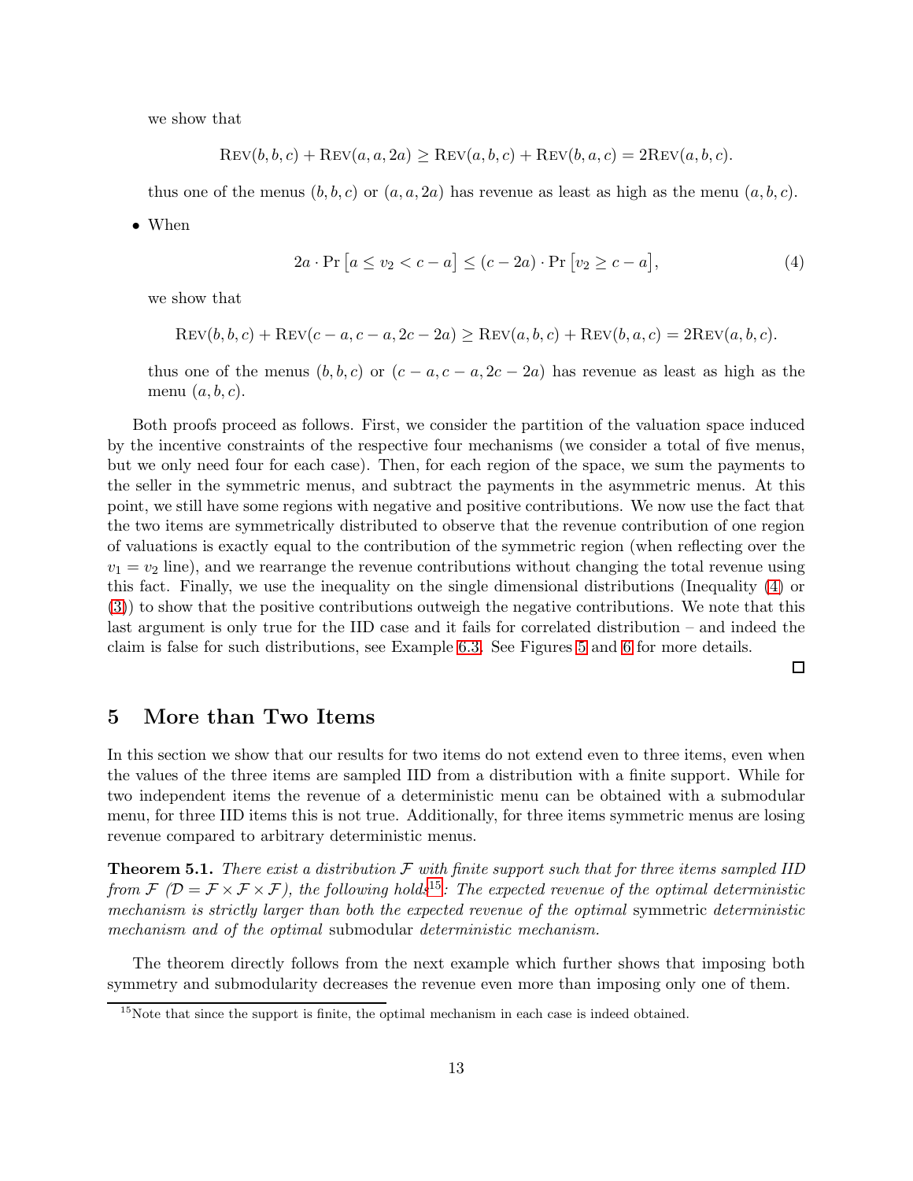we show that

$$\text{Rev}(b,b,c) + \text{Rev}(a,a,2a) \geq \text{Rev}(a,b,c) + \text{Rev}(b,a,c) = 2\text{Rev}(a,b,c).$$

thus one of the menus $(b,b,c)$ or $(a,a,2a)$ has revenue as least as high as the menu $(a,b,c)$.

- When

$$2a \cdot \Pr\left[a \leq v_2 < c - a\right] \leq (c - 2a) \cdot \Pr\left[v_2 \geq c - a\right], \tag{4}$$

we show that

$$\text{Rev}(b,b,c) + \text{Rev}(c-a,c-a,2c-2a) \geq \text{Rev}(a,b,c) + \text{Rev}(b,a,c) = 2\text{Rev}(a,b,c).$$

thus one of the menus $(b,b,c)$ or $(c-a,c-a,2c-2a)$ has revenue as least as high as the menu $(a,b,c)$.

Both proofs proceed as follows. First, we consider the partition of the valuation space induced by the incentive constraints of the respective four mechanisms (we consider a total of five menus, but we only need four for each case). Then, for each region of the space, we sum the payments to the seller in the symmetric menus, and subtract the payments in the asymmetric menus. At this point, we still have some regions with negative and positive contributions. We now use the fact that the two items are symmetrically distributed to observe that the revenue contribution of one region of valuations is exactly equal to the contribution of the symmetric region (when reflecting over the $v_1 = v_2$ line), and we rearrange the revenue contributions without changing the total revenue using this fact. Finally, we use the inequality on the single dimensional distributions (Inequality (4) or (3)) to show that the positive contributions outweigh the negative contributions. We note that this last argument is only true for the IID case and it fails for correlated distribution – and indeed the claim is false for such distributions, see Example 6.3. See Figures 5 and 6 for more details.

□

## 5 More than Two Items

In this section we show that our results for two items do not extend even to three items, even when the values of the three items are sampled IID from a distribution with a finite support. While for two independent items the revenue of a deterministic menu can be obtained with a submodular menu, for three IID items this is not true. Additionally, for three items symmetric menus are losing revenue compared to arbitrary deterministic menus.

**Theorem 5.1.** *There exist a distribution $\mathcal{F}$ with finite support such that for three items sampled IID from $\mathcal{F}$ ($\mathcal{D} = \mathcal{F} \times \mathcal{F} \times \mathcal{F}$), the following holds*[15]*: The expected revenue of the optimal deterministic mechanism is strictly larger than both the expected revenue of the optimal* symmetric *deterministic mechanism and of the optimal* submodular *deterministic mechanism.*

The theorem directly follows from the next example which further shows that imposing both symmetry and submodularity decreases the revenue even more than imposing only one of them.

[15] Note that since the support is finite, the optimal mechanism in each case is indeed obtained.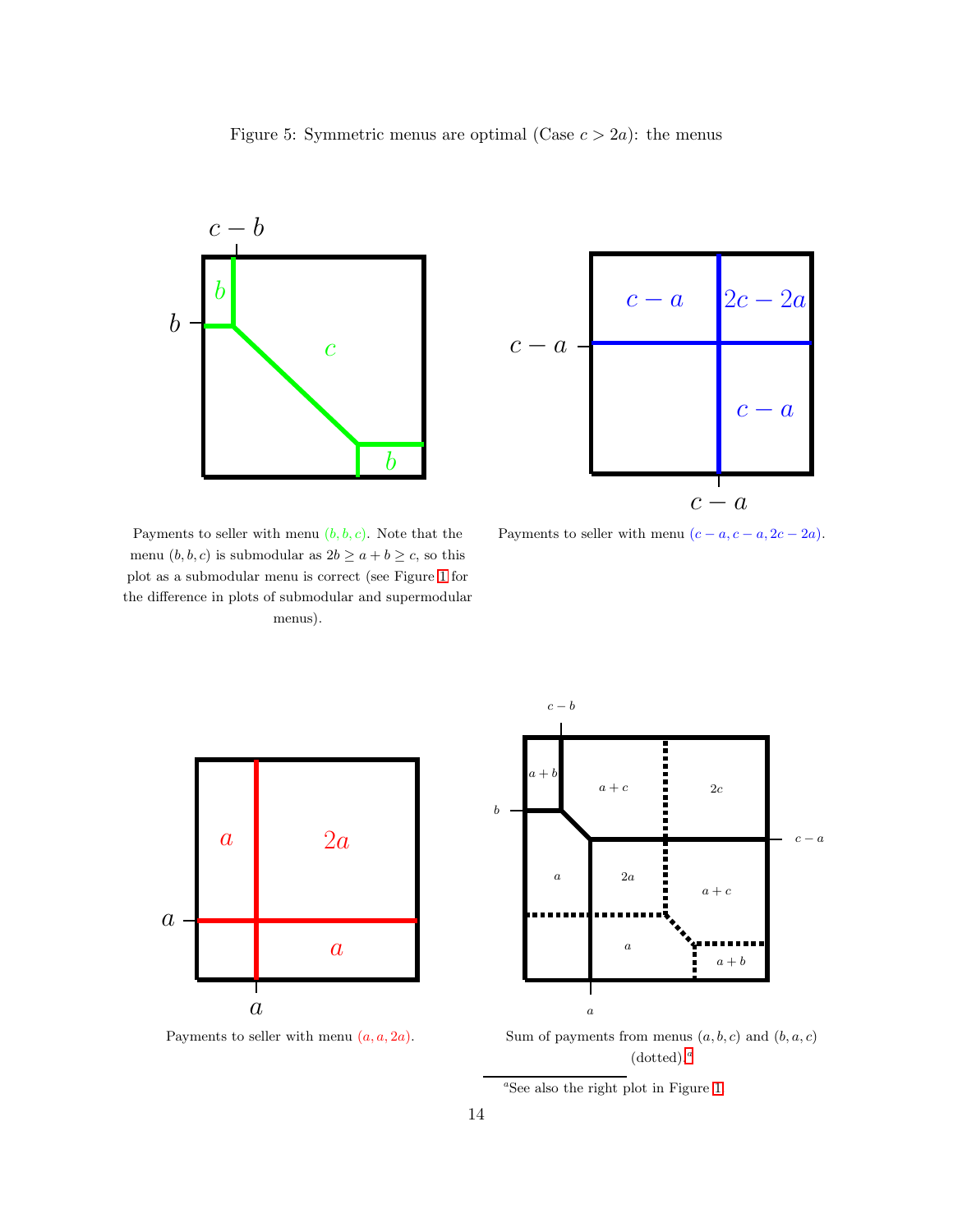Figure 5: Symmetric menus are optimal (Case $c > 2a$): the menus

Payments to seller with menu $(b, b, c)$. Note that the menu $(b, b, c)$ is submodular as $2b \geq a + b \geq c$, so this plot as a submodular menu is correct (see Figure 1 for the difference in plots of submodular and supermodular menus).

Payments to seller with menu $(c - a, c - a, 2c - 2a)$.

Payments to seller with menu $(a, a, 2a)$.

Sum of payments from menus $(a, b, c)$ and $(b, a, c)$ (dotted).[a]

[a] See also the right plot in Figure 1.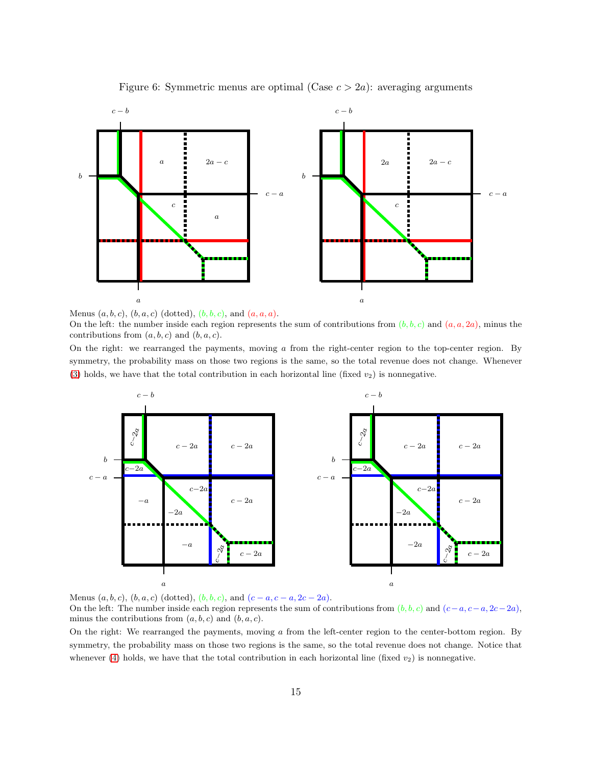Figure 6: Symmetric menus are optimal (Case $c > 2a$): averaging arguments

Menus $(a, b, c)$, $(b, a, c)$ (dotted), $(b, b, c)$, and $(a, a, a)$.

On the left: the number inside each region represents the sum of contributions from $(b, b, c)$ and $(a, a, 2a)$, minus the contributions from $(a, b, c)$ and $(b, a, c)$.

On the right: we rearranged the payments, moving $a$ from the right-center region to the top-center region. By symmetry, the probability mass on those two regions is the same, so the total revenue does not change. Whenever (3) holds, we have that the total contribution in each horizontal line (fixed $v_2$) is nonnegative.

Menus $(a, b, c)$, $(b, a, c)$ (dotted), $(b, b, c)$, and $(c - a, c - a, 2c - 2a)$.

On the left: The number inside each region represents the sum of contributions from $(b, b, c)$ and $(c-a, c-a, 2c-2a)$, minus the contributions from $(a, b, c)$ and $(b, a, c)$.

On the right: We rearranged the payments, moving $a$ from the left-center region to the center-bottom region. By symmetry, the probability mass on those two regions is the same, so the total revenue does not change. Notice that whenever (4) holds, we have that the total contribution in each horizontal line (fixed $v_2$) is nonnegative.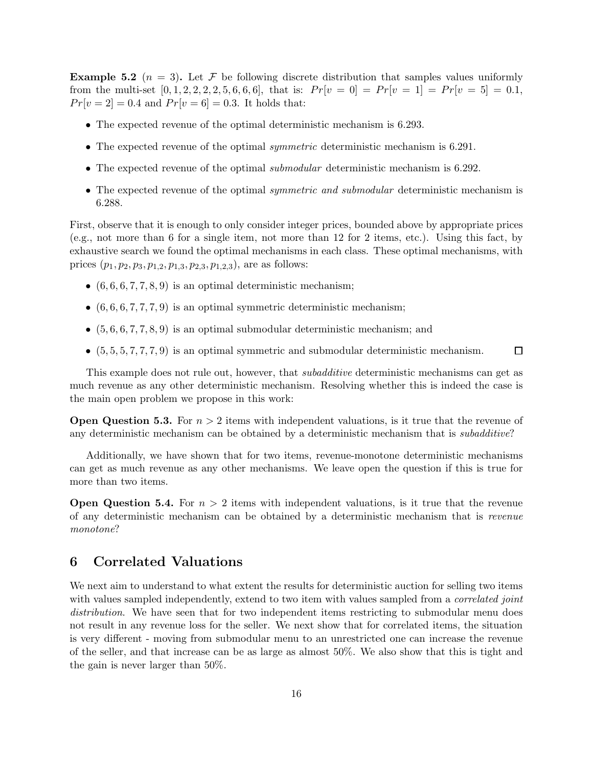**Example 5.2** ($n = 3$)**.** Let $\mathcal{F}$ be following discrete distribution that samples values uniformly from the multi-set $[0, 1, 2, 2, 2, 2, 5, 6, 6, 6]$, that is: $Pr[v = 0] = Pr[v = 1] = Pr[v = 5] = 0.1$, $Pr[v = 2] = 0.4$ and $Pr[v = 6] = 0.3$. It holds that:

- The expected revenue of the optimal deterministic mechanism is 6.293.
- The expected revenue of the optimal *symmetric* deterministic mechanism is 6.291.
- The expected revenue of the optimal *submodular* deterministic mechanism is 6.292.
- The expected revenue of the optimal *symmetric and submodular* deterministic mechanism is 6.288.

First, observe that it is enough to only consider integer prices, bounded above by appropriate prices (e.g., not more than 6 for a single item, not more than 12 for 2 items, etc.). Using this fact, by exhaustive search we found the optimal mechanisms in each class. These optimal mechanisms, with prices $(p_1, p_2, p_3, p_{1,2}, p_{1,3}, p_{2,3}, p_{1,2,3})$, are as follows:

- $(6, 6, 6, 7, 7, 8, 9)$ is an optimal deterministic mechanism;
- $(6, 6, 6, 7, 7, 7, 9)$ is an optimal symmetric deterministic mechanism;
- $(5, 6, 6, 7, 7, 8, 9)$ is an optimal submodular deterministic mechanism; and
- $(5, 5, 5, 7, 7, 7, 9)$ is an optimal symmetric and submodular deterministic mechanism. □

This example does not rule out, however, that *subadditive* deterministic mechanisms can get as much revenue as any other deterministic mechanism. Resolving whether this is indeed the case is the main open problem we propose in this work:

**Open Question 5.3.** For $n > 2$ items with independent valuations, is it true that the revenue of any deterministic mechanism can be obtained by a deterministic mechanism that is *subadditive*?

Additionally, we have shown that for two items, revenue-monotone deterministic mechanisms can get as much revenue as any other mechanisms. We leave open the question if this is true for more than two items.

**Open Question 5.4.** For $n > 2$ items with independent valuations, is it true that the revenue of any deterministic mechanism can be obtained by a deterministic mechanism that is *revenue monotone*?

# 6 Correlated Valuations

We next aim to understand to what extent the results for deterministic auction for selling two items with values sampled independently, extend to two item with values sampled from a *correlated joint distribution*. We have seen that for two independent items restricting to submodular menu does not result in any revenue loss for the seller. We next show that for correlated items, the situation is very different - moving from submodular menu to an unrestricted one can increase the revenue of the seller, and that increase can be as large as almost 50%. We also show that this is tight and the gain is never larger than 50%.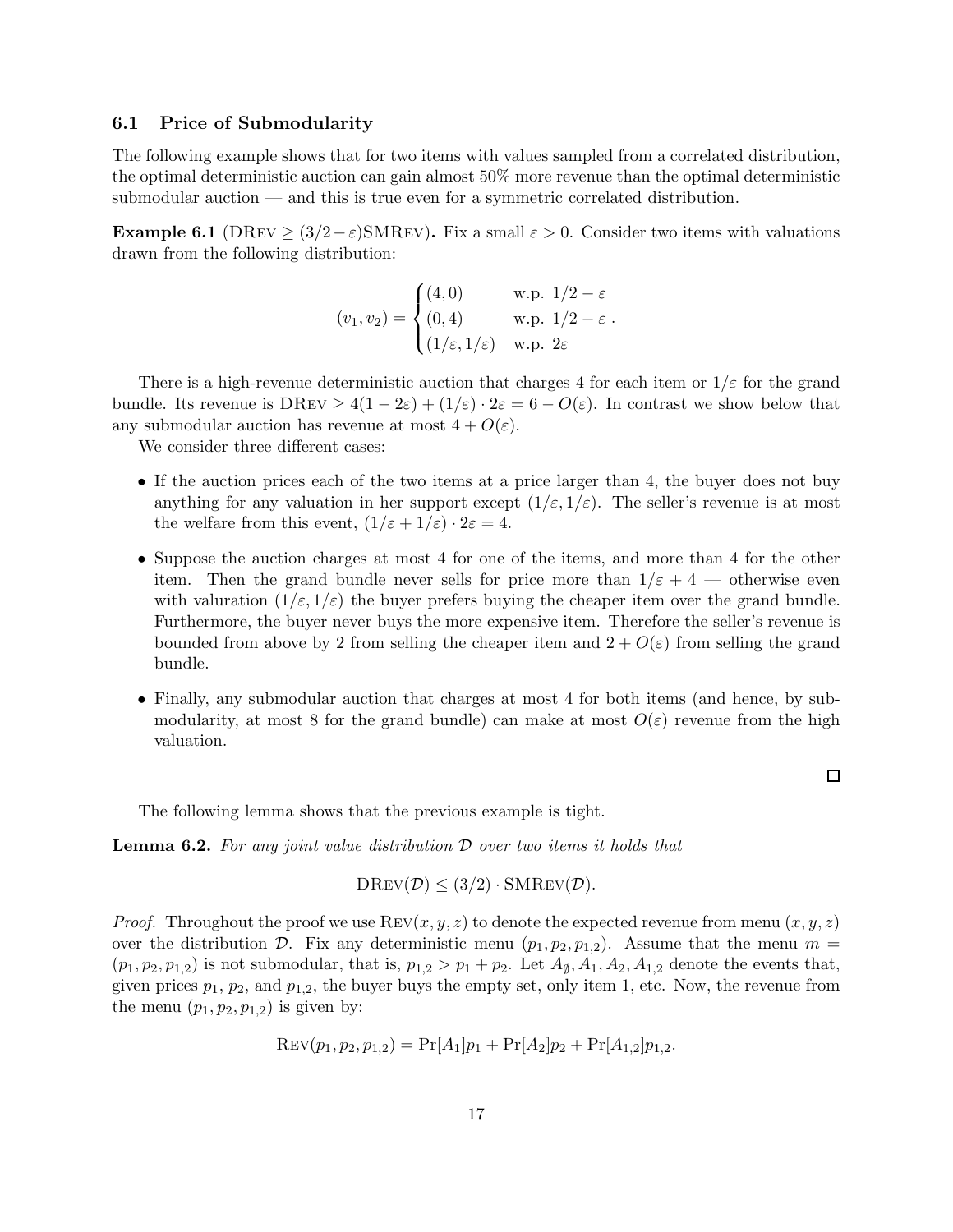### 6.1 Price of Submodularity

The following example shows that for two items with values sampled from a correlated distribution, the optimal deterministic auction can gain almost 50% more revenue than the optimal deterministic submodular auction — and this is true even for a symmetric correlated distribution.

**Example 6.1** (DRev $\geq (3/2 - \varepsilon)$SMRev)**.** Fix a small $\varepsilon > 0$. Consider two items with valuations drawn from the following distribution:

$$(v_1, v_2) = \begin{cases} (4, 0) & \text{w.p. } 1/2 - \varepsilon \\ (0, 4) & \text{w.p. } 1/2 - \varepsilon \\ (1/\varepsilon, 1/\varepsilon) & \text{w.p. } 2\varepsilon \end{cases}.$$

There is a high-revenue deterministic auction that charges 4 for each item or $1/\varepsilon$ for the grand bundle. Its revenue is $\text{DRev} \geq 4(1 - 2\varepsilon) + (1/\varepsilon) \cdot 2\varepsilon = 6 - O(\varepsilon)$. In contrast we show below that any submodular auction has revenue at most $4 + O(\varepsilon)$.

We consider three different cases:

- If the auction prices each of the two items at a price larger than 4, the buyer does not buy anything for any valuation in her support except $(1/\varepsilon, 1/\varepsilon)$. The seller's revenue is at most the welfare from this event, $(1/\varepsilon + 1/\varepsilon) \cdot 2\varepsilon = 4$.
- Suppose the auction charges at most 4 for one of the items, and more than 4 for the other item. Then the grand bundle never sells for price more than $1/\varepsilon + 4$ — otherwise even with valuation $(1/\varepsilon, 1/\varepsilon)$ the buyer prefers buying the cheaper item over the grand bundle. Furthermore, the buyer never buys the more expensive item. Therefore the seller's revenue is bounded from above by 2 from selling the cheaper item and $2 + O(\varepsilon)$ from selling the grand bundle.
- Finally, any submodular auction that charges at most 4 for both items (and hence, by submodularity, at most 8 for the grand bundle) can make at most $O(\varepsilon)$ revenue from the high valuation.

□

The following lemma shows that the previous example is tight.

**Lemma 6.2.** *For any joint value distribution $\mathcal{D}$ over two items it holds that*

$$\text{DRev}(\mathcal{D}) \leq (3/2) \cdot \text{SMRev}(\mathcal{D}).$$

*Proof.* Throughout the proof we use $\text{Rev}(x, y, z)$ to denote the expected revenue from menu $(x, y, z)$ over the distribution $\mathcal{D}$. Fix any deterministic menu $(p_1, p_2, p_{1,2})$. Assume that the menu $m = (p_1, p_2, p_{1,2})$ is not submodular, that is, $p_{1,2} > p_1 + p_2$. Let $A_\emptyset, A_1, A_2, A_{1,2}$ denote the events that, given prices $p_1$, $p_2$, and $p_{1,2}$, the buyer buys the empty set, only item 1, etc. Now, the revenue from the menu $(p_1, p_2, p_{1,2})$ is given by:

$$\text{Rev}(p_1, p_2, p_{1,2}) = \Pr[A_1]p_1 + \Pr[A_2]p_2 + \Pr[A_{1,2}]p_{1,2}.$$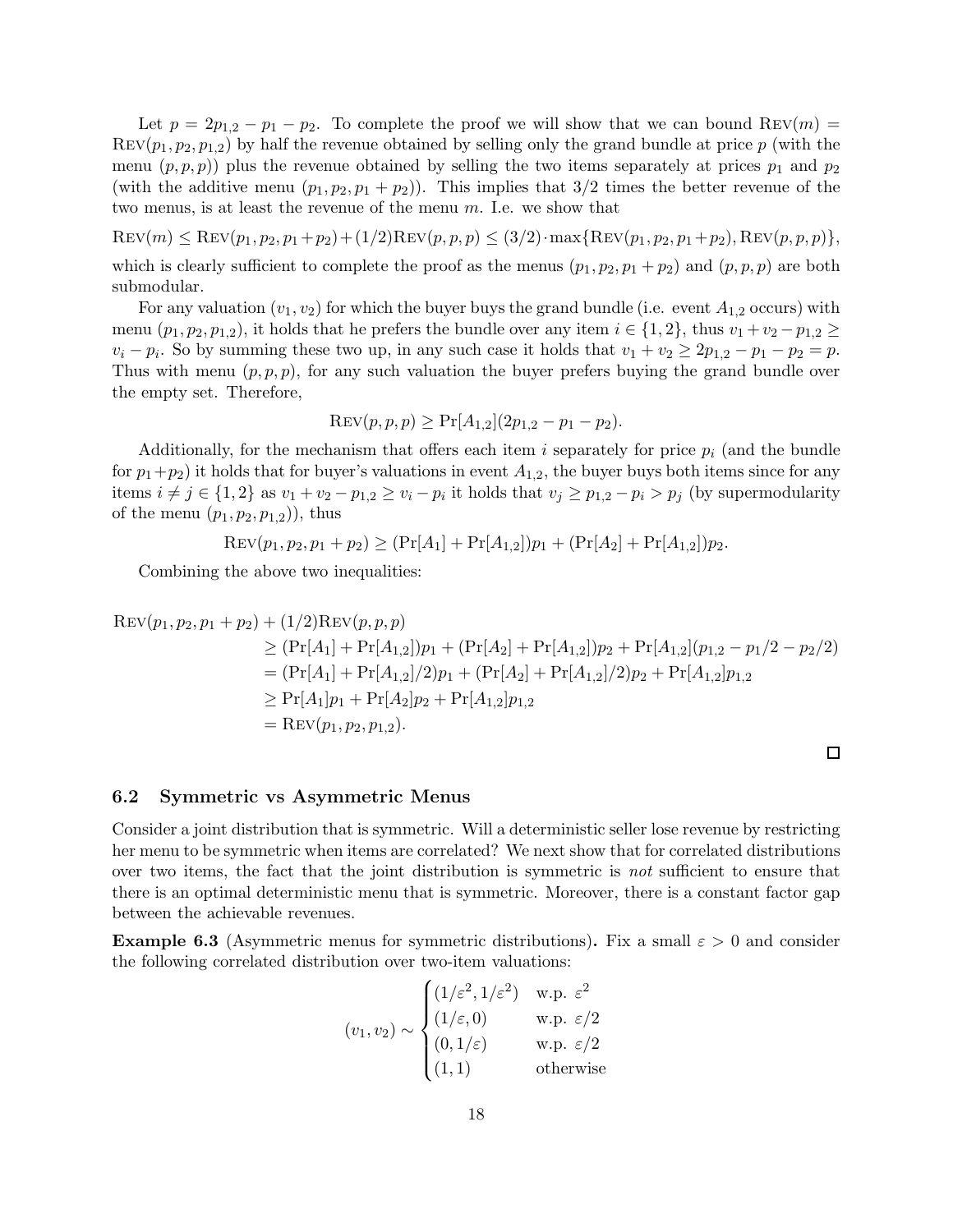Let $p = 2p_{1,2} - p_1 - p_2$. To complete the proof we will show that we can bound $\textsc{Rev}(m) = \textsc{Rev}(p_1, p_2, p_{1,2})$ by half the revenue obtained by selling only the grand bundle at price $p$ (with the menu $(p, p, p)$) plus the revenue obtained by selling the two items separately at prices $p_1$ and $p_2$ (with the additive menu $(p_1, p_2, p_1 + p_2)$). This implies that $3/2$ times the better revenue of the two menus, is at least the revenue of the menu $m$. I.e. we show that

$$\textsc{Rev}(m) \leq \textsc{Rev}(p_1, p_2, p_1 + p_2) + (1/2)\textsc{Rev}(p, p, p) \leq (3/2) \cdot \max\{\textsc{Rev}(p_1, p_2, p_1 + p_2), \textsc{Rev}(p, p, p)\},$$

which is clearly sufficient to complete the proof as the menus $(p_1, p_2, p_1 + p_2)$ and $(p, p, p)$ are both submodular.

For any valuation $(v_1, v_2)$ for which the buyer buys the grand bundle (i.e. event $A_{1,2}$ occurs) with menu $(p_1, p_2, p_{1,2})$, it holds that he prefers the bundle over any item $i \in \{1, 2\}$, thus $v_1 + v_2 - p_{1,2} \geq v_i - p_i$. So by summing these two up, in any such case it holds that $v_1 + v_2 \geq 2p_{1,2} - p_1 - p_2 = p$. Thus with menu $(p, p, p)$, for any such valuation the buyer prefers buying the grand bundle over the empty set. Therefore,

$$\textsc{Rev}(p, p, p) \geq \Pr[A_{1,2}](2p_{1,2} - p_1 - p_2).$$

Additionally, for the mechanism that offers each item $i$ separately for price $p_i$ (and the bundle for $p_1 + p_2$) it holds that for buyer's valuations in event $A_{1,2}$, the buyer buys both items since for any items $i \neq j \in \{1, 2\}$ as $v_1 + v_2 - p_{1,2} \geq v_i - p_i$ it holds that $v_j \geq p_{1,2} - p_i > p_j$ (by supermodularity of the menu $(p_1, p_2, p_{1,2})$), thus

$$\textsc{Rev}(p_1, p_2, p_1 + p_2) \geq (\Pr[A_1] + \Pr[A_{1,2}])p_1 + (\Pr[A_2] + \Pr[A_{1,2}])p_2.$$

Combining the above two inequalities:

$$\begin{aligned}
\textsc{Rev}(p_1, p_2, p_1 + p_2) &+ (1/2)\textsc{Rev}(p, p, p) \\
&\geq (\Pr[A_1] + \Pr[A_{1,2}])p_1 + (\Pr[A_2] + \Pr[A_{1,2}])p_2 + \Pr[A_{1,2}](p_{1,2} - p_1/2 - p_2/2) \\
&= (\Pr[A_1] + \Pr[A_{1,2}]/2)p_1 + (\Pr[A_2] + \Pr[A_{1,2}]/2)p_2 + \Pr[A_{1,2}]p_{1,2} \\
&\geq \Pr[A_1]p_1 + \Pr[A_2]p_2 + \Pr[A_{1,2}]p_{1,2} \\
&= \textsc{Rev}(p_1, p_2, p_{1,2}).
\end{aligned}$$

□

### 6.2 Symmetric vs Asymmetric Menus

Consider a joint distribution that is symmetric. Will a deterministic seller lose revenue by restricting her menu to be symmetric when items are correlated? We next show that for correlated distributions over two items, the fact that the joint distribution is symmetric is *not* sufficient to ensure that there is an optimal deterministic menu that is symmetric. Moreover, there is a constant factor gap between the achievable revenues.

**Example 6.3** (Asymmetric menus for symmetric distributions)**.** Fix a small $\varepsilon > 0$ and consider the following correlated distribution over two-item valuations:

$$(v_1, v_2) \sim \begin{cases} (1/\varepsilon^2, 1/\varepsilon^2) & \text{w.p. } \varepsilon^2 \\ (1/\varepsilon, 0) & \text{w.p. } \varepsilon/2 \\ (0, 1/\varepsilon) & \text{w.p. } \varepsilon/2 \\ (1, 1) & \text{otherwise} \end{cases}$$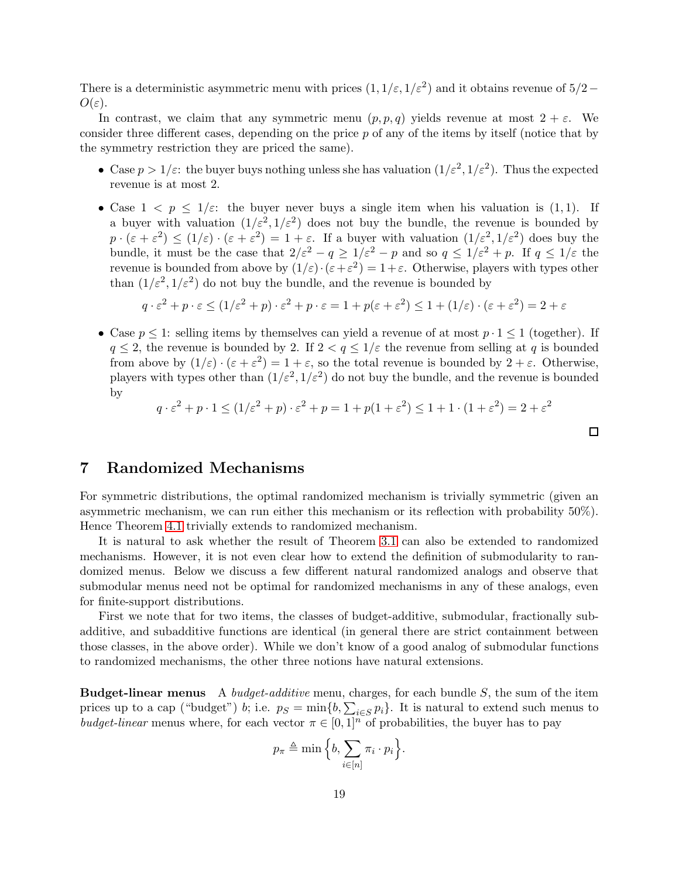There is a deterministic asymmetric menu with prices $(1, 1/\varepsilon, 1/\varepsilon^2)$ and it obtains revenue of $5/2 - O(\varepsilon)$.

In contrast, we claim that any symmetric menu $(p, p, q)$ yields revenue at most $2 + \varepsilon$. We consider three different cases, depending on the price $p$ of any of the items by itself (notice that by the symmetry restriction they are priced the same).

- Case $p > 1/\varepsilon$: the buyer buys nothing unless she has valuation $(1/\varepsilon^2, 1/\varepsilon^2)$. Thus the expected revenue is at most 2.
- Case $1 < p \leq 1/\varepsilon$: the buyer never buys a single item when his valuation is $(1, 1)$. If a buyer with valuation $(1/\varepsilon^2, 1/\varepsilon^2)$ does not buy the bundle, the revenue is bounded by $p \cdot (\varepsilon + \varepsilon^2) \leq (1/\varepsilon) \cdot (\varepsilon + \varepsilon^2) = 1 + \varepsilon$. If a buyer with valuation $(1/\varepsilon^2, 1/\varepsilon^2)$ does buy the bundle, it must be the case that $2/\varepsilon^2 - q \geq 1/\varepsilon^2 - p$ and so $q \leq 1/\varepsilon^2 + p$. If $q \leq 1/\varepsilon$ the revenue is bounded from above by $(1/\varepsilon) \cdot (\varepsilon + \varepsilon^2) = 1 + \varepsilon$. Otherwise, players with types other than $(1/\varepsilon^2, 1/\varepsilon^2)$ do not buy the bundle, and the revenue is bounded by

$$q \cdot \varepsilon^2 + p \cdot \varepsilon \leq (1/\varepsilon^2 + p) \cdot \varepsilon^2 + p \cdot \varepsilon = 1 + p(\varepsilon + \varepsilon^2) \leq 1 + (1/\varepsilon) \cdot (\varepsilon + \varepsilon^2) = 2 + \varepsilon$$

- Case $p \leq 1$: selling items by themselves can yield a revenue of at most $p \cdot 1 \leq 1$ (together). If $q \leq 2$, the revenue is bounded by 2. If $2 < q \leq 1/\varepsilon$ the revenue from selling at $q$ is bounded from above by $(1/\varepsilon) \cdot (\varepsilon + \varepsilon^2) = 1 + \varepsilon$, so the total revenue is bounded by $2 + \varepsilon$. Otherwise, players with types other than $(1/\varepsilon^2, 1/\varepsilon^2)$ do not buy the bundle, and the revenue is bounded by

$$q \cdot \varepsilon^2 + p \cdot 1 \leq (1/\varepsilon^2 + p) \cdot \varepsilon^2 + p = 1 + p(1 + \varepsilon^2) \leq 1 + 1 \cdot (1 + \varepsilon^2) = 2 + \varepsilon^2$$

□

## 7 Randomized Mechanisms

For symmetric distributions, the optimal randomized mechanism is trivially symmetric (given an asymmetric mechanism, we can run either this mechanism or its reflection with probability 50%). Hence Theorem 4.1 trivially extends to randomized mechanism.

It is natural to ask whether the result of Theorem 3.1 can also be extended to randomized mechanisms. However, it is not even clear how to extend the definition of submodularity to randomized menus. Below we discuss a few different natural randomized analogs and observe that submodular menus need not be optimal for randomized mechanisms in any of these analogs, even for finite-support distributions.

First we note that for two items, the classes of budget-additive, submodular, fractionally subadditive, and subadditive functions are identical (in general there are strict containment between those classes, in the above order). While we don't know of a good analog of submodular functions to randomized mechanisms, the other three notions have natural extensions.

**Budget-linear menus** A *budget-additive* menu, charges, for each bundle $S$, the sum of the item prices up to a cap ("budget") $b$; i.e. $p_S = \min\{b, \sum_{i \in S} p_i\}$. It is natural to extend such menus to *budget-linear* menus where, for each vector $\pi \in [0, 1]^n$ of probabilities, the buyer has to pay

$$p_\pi \triangleq \min\Big\{b, \sum_{i \in [n]} \pi_i \cdot p_i\Big\}.$$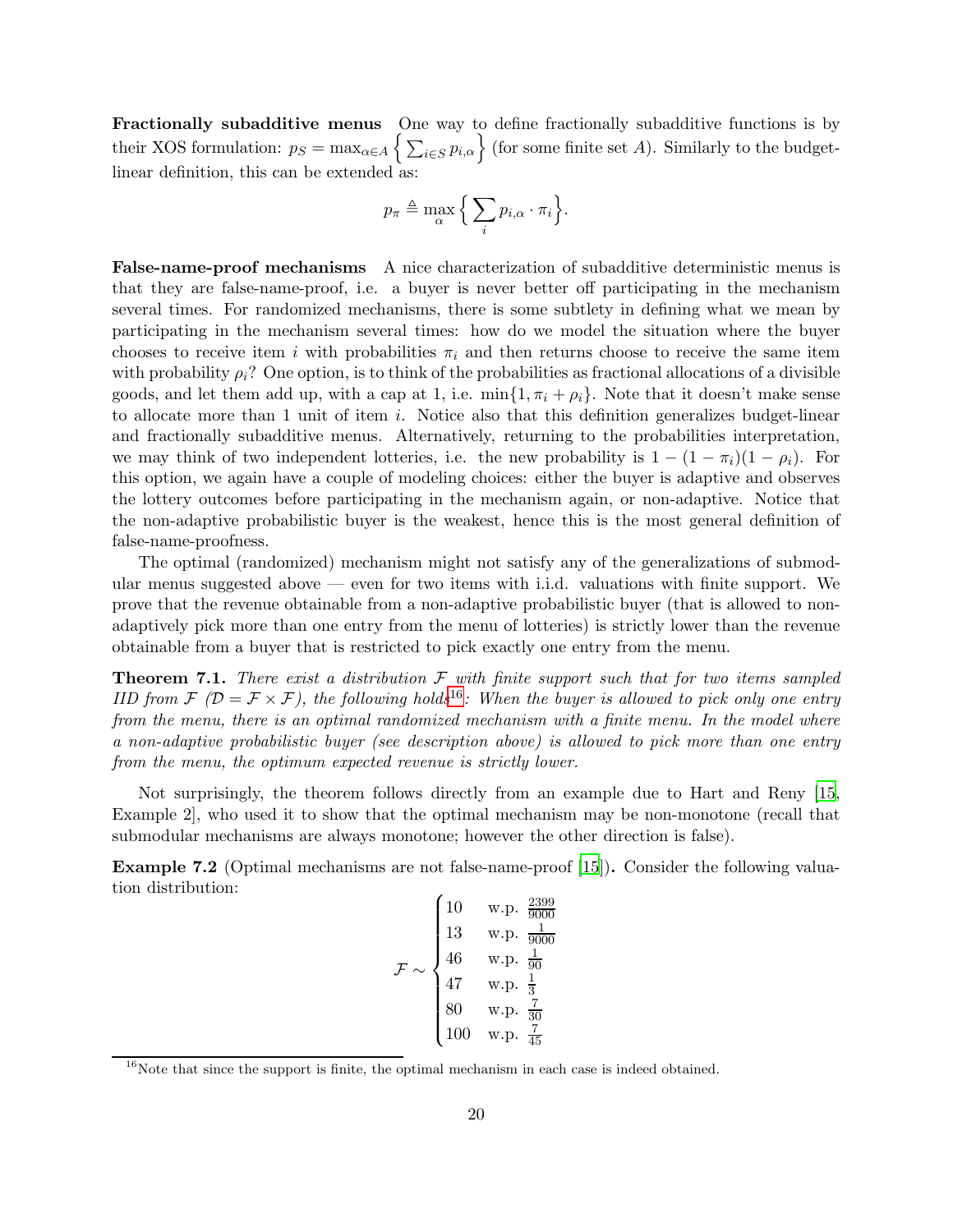**Fractionally subadditive menus** One way to define fractionally subadditive functions is by their XOS formulation: $p_S = \max_{\alpha \in A} \left\{ \sum_{i \in S} p_{i,\alpha} \right\}$ (for some finite set $A$). Similarly to the budget-linear definition, this can be extended as:

$$p_\pi \triangleq \max_\alpha \Big\{ \sum_i p_{i,\alpha} \cdot \pi_i \Big\}.$$

**False-name-proof mechanisms** A nice characterization of subadditive deterministic menus is that they are false-name-proof, i.e. a buyer is never better off participating in the mechanism several times. For randomized mechanisms, there is some subtlety in defining what we mean by participating in the mechanism several times: how do we model the situation where the buyer chooses to receive item $i$ with probabilities $\pi_i$ and then returns choose to receive the same item with probability $\rho_i$? One option, is to think of the probabilities as fractional allocations of a divisible goods, and let them add up, with a cap at 1, i.e. $\min\{1, \pi_i + \rho_i\}$. Note that it doesn't make sense to allocate more than 1 unit of item $i$. Notice also that this definition generalizes budget-linear and fractionally subadditive menus. Alternatively, returning to the probabilities interpretation, we may think of two independent lotteries, i.e. the new probability is $1 - (1 - \pi_i)(1 - \rho_i)$. For this option, we again have a couple of modeling choices: either the buyer is adaptive and observes the lottery outcomes before participating in the mechanism again, or non-adaptive. Notice that the non-adaptive probabilistic buyer is the weakest, hence this is the most general definition of false-name-proofness.

The optimal (randomized) mechanism might not satisfy any of the generalizations of submodular menus suggested above — even for two items with i.i.d. valuations with finite support. We prove that the revenue obtainable from a non-adaptive probabilistic buyer (that is allowed to non-adaptively pick more than one entry from the menu of lotteries) is strictly lower than the revenue obtainable from a buyer that is restricted to pick exactly one entry from the menu.

**Theorem 7.1.** *There exist a distribution $\mathcal{F}$ with finite support such that for two items sampled IID from $\mathcal{F}$ ($\mathcal{D} = \mathcal{F} \times \mathcal{F}$), the following holds*[16]*: When the buyer is allowed to pick only one entry from the menu, there is an optimal randomized mechanism with a finite menu. In the model where a non-adaptive probabilistic buyer (see description above) is allowed to pick more than one entry from the menu, the optimum expected revenue is strictly lower.*

Not surprisingly, the theorem follows directly from an example due to Hart and Reny [15, Example 2], who used it to show that the optimal mechanism may be non-monotone (recall that submodular mechanisms are always monotone; however the other direction is false).

**Example 7.2** **(Optimal mechanisms are not false-name-proof [15]).** Consider the following valuation distribution:

$$\mathcal{F} \sim \begin{cases} 10 & \text{w.p. } \frac{2399}{9000} \\ 13 & \text{w.p. } \frac{1}{9000} \\ 46 & \text{w.p. } \frac{1}{90} \\ 47 & \text{w.p. } \frac{1}{3} \\ 80 & \text{w.p. } \frac{7}{30} \\ 100 & \text{w.p. } \frac{7}{45} \end{cases}$$

[16] Note that since the support is finite, the optimal mechanism in each case is indeed obtained.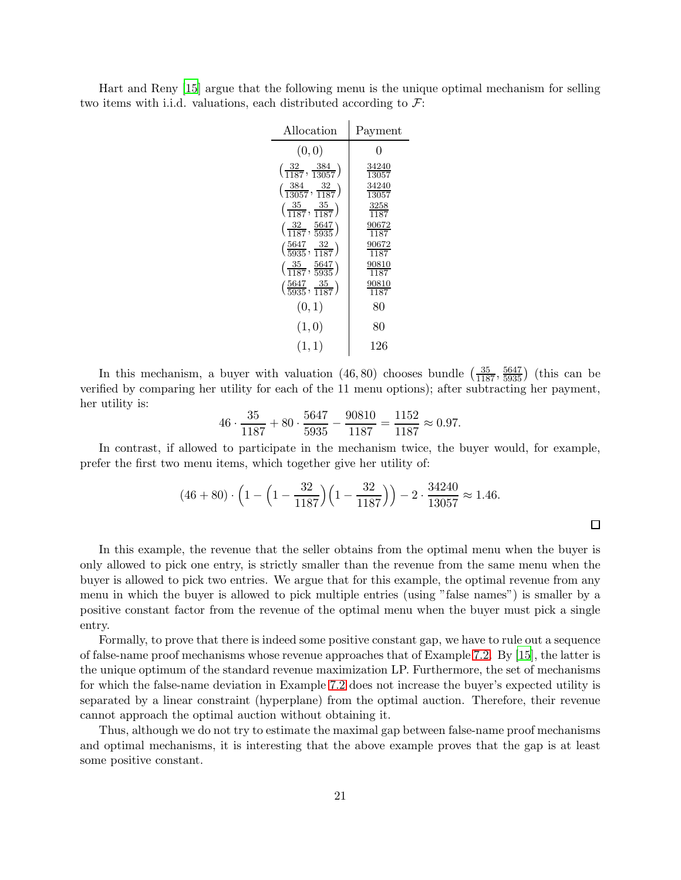Hart and Reny [15] argue that the following menu is the unique optimal mechanism for selling two items with i.i.d. valuations, each distributed according to $\mathcal{F}$:

| Allocation | Payment |
|---|---|
| $(0, 0)$ | $0$ |
| $\left(\frac{32}{1187}, \frac{384}{13057}\right)$ | $\frac{34240}{13057}$ |
| $\left(\frac{384}{13057}, \frac{32}{1187}\right)$ | $\frac{34240}{13057}$ |
| $\left(\frac{35}{1187}, \frac{35}{1187}\right)$ | $\frac{3258}{1187}$ |
| $\left(\frac{32}{1187}, \frac{5647}{5935}\right)$ | $\frac{90672}{1187}$ |
| $\left(\frac{5647}{5935}, \frac{32}{1187}\right)$ | $\frac{90672}{1187}$ |
| $\left(\frac{35}{1187}, \frac{5647}{5935}\right)$ | $\frac{90810}{1187}$ |
| $\left(\frac{5647}{5935}, \frac{35}{1187}\right)$ | $\frac{90810}{1187}$ |
| $(0, 1)$ | $80$ |
| $(1, 0)$ | $80$ |
| $(1, 1)$ | $126$ |

In this mechanism, a buyer with valuation $(46, 80)$ chooses bundle $\left(\frac{35}{1187}, \frac{5647}{5935}\right)$ (this can be verified by comparing her utility for each of the 11 menu options); after subtracting her payment, her utility is:

$$46 \cdot \frac{35}{1187} + 80 \cdot \frac{5647}{5935} - \frac{90810}{1187} = \frac{1152}{1187} \approx 0.97.$$

In contrast, if allowed to participate in the mechanism twice, the buyer would, for example, prefer the first two menu items, which together give her utility of:

$$(46 + 80) \cdot \left(1 - \left(1 - \frac{32}{1187}\right)\left(1 - \frac{32}{1187}\right)\right) - 2 \cdot \frac{34240}{13057} \approx 1.46.$$

□

In this example, the revenue that the seller obtains from the optimal menu when the buyer is only allowed to pick one entry, is strictly smaller than the revenue from the same menu when the buyer is allowed to pick two entries. We argue that for this example, the optimal revenue from any menu in which the buyer is allowed to pick multiple entries (using "false names") is smaller by a positive constant factor from the revenue of the optimal menu when the buyer must pick a single entry.

Formally, to prove that there is indeed some positive constant gap, we have to rule out a sequence of false-name proof mechanisms whose revenue approaches that of Example 7.2. By [15], the latter is the unique optimum of the standard revenue maximization LP. Furthermore, the set of mechanisms for which the false-name deviation in Example 7.2 does not increase the buyer's expected utility is separated by a linear constraint (hyperplane) from the optimal auction. Therefore, their revenue cannot approach the optimal auction without obtaining it.

Thus, although we do not try to estimate the maximal gap between false-name proof mechanisms and optimal mechanisms, it is interesting that the above example proves that the gap is at least some positive constant.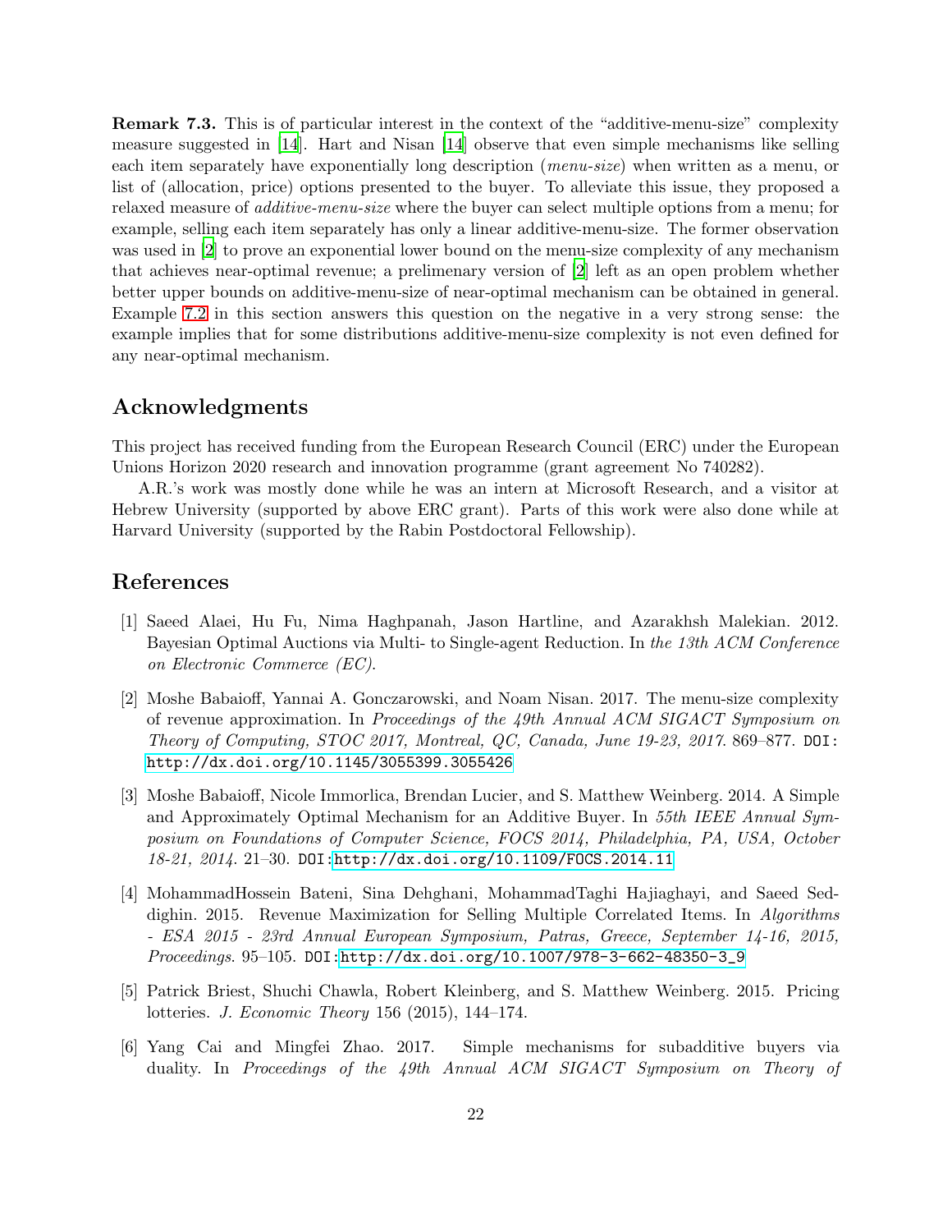**Remark 7.3.** This is of particular interest in the context of the "additive-menu-size" complexity measure suggested in [14]. Hart and Nisan [14] observe that even simple mechanisms like selling each item separately have exponentially long description (*menu-size*) when written as a menu, or list of (allocation, price) options presented to the buyer. To alleviate this issue, they proposed a relaxed measure of *additive-menu-size* where the buyer can select multiple options from a menu; for example, selling each item separately has only a linear additive-menu-size. The former observation was used in [2] to prove an exponential lower bound on the menu-size complexity of any mechanism that achieves near-optimal revenue; a prelimenary version of [2] left as an open problem whether better upper bounds on additive-menu-size of near-optimal mechanism can be obtained in general. Example 7.2 in this section answers this question on the negative in a very strong sense: the example implies that for some distributions additive-menu-size complexity is not even defined for any near-optimal mechanism.

## Acknowledgments

This project has received funding from the European Research Council (ERC) under the European Unions Horizon 2020 research and innovation programme (grant agreement No 740282).

A.R.'s work was mostly done while he was an intern at Microsoft Research, and a visitor at Hebrew University (supported by above ERC grant). Parts of this work were also done while at Harvard University (supported by the Rabin Postdoctoral Fellowship).

## References

[1] Saeed Alaei, Hu Fu, Nima Haghpanah, Jason Hartline, and Azarakhsh Malekian. 2012. Bayesian Optimal Auctions via Multi- to Single-agent Reduction. In *the 13th ACM Conference on Electronic Commerce (EC)*.

[2] Moshe Babaioff, Yannai A. Gonczarowski, and Noam Nisan. 2017. The menu-size complexity of revenue approximation. In *Proceedings of the 49th Annual ACM SIGACT Symposium on Theory of Computing, STOC 2017, Montreal, QC, Canada, June 19-23, 2017*. 869–877. DOI: http://dx.doi.org/10.1145/3055399.3055426

[3] Moshe Babaioff, Nicole Immorlica, Brendan Lucier, and S. Matthew Weinberg. 2014. A Simple and Approximately Optimal Mechanism for an Additive Buyer. In *55th IEEE Annual Symposium on Foundations of Computer Science, FOCS 2014, Philadelphia, PA, USA, October 18-21, 2014*. 21–30. DOI: http://dx.doi.org/10.1109/FOCS.2014.11

[4] MohammadHossein Bateni, Sina Dehghani, MohammadTaghi Hajiaghayi, and Saeed Seddighin. 2015. Revenue Maximization for Selling Multiple Correlated Items. In *Algorithms - ESA 2015 - 23rd Annual European Symposium, Patras, Greece, September 14-16, 2015, Proceedings*. 95–105. DOI: http://dx.doi.org/10.1007/978-3-662-48350-3_9

[5] Patrick Briest, Shuchi Chawla, Robert Kleinberg, and S. Matthew Weinberg. 2015. Pricing lotteries. *J. Economic Theory* 156 (2015), 144–174.

[6] Yang Cai and Mingfei Zhao. 2017. Simple mechanisms for subadditive buyers via duality. In *Proceedings of the 49th Annual ACM SIGACT Symposium on Theory of*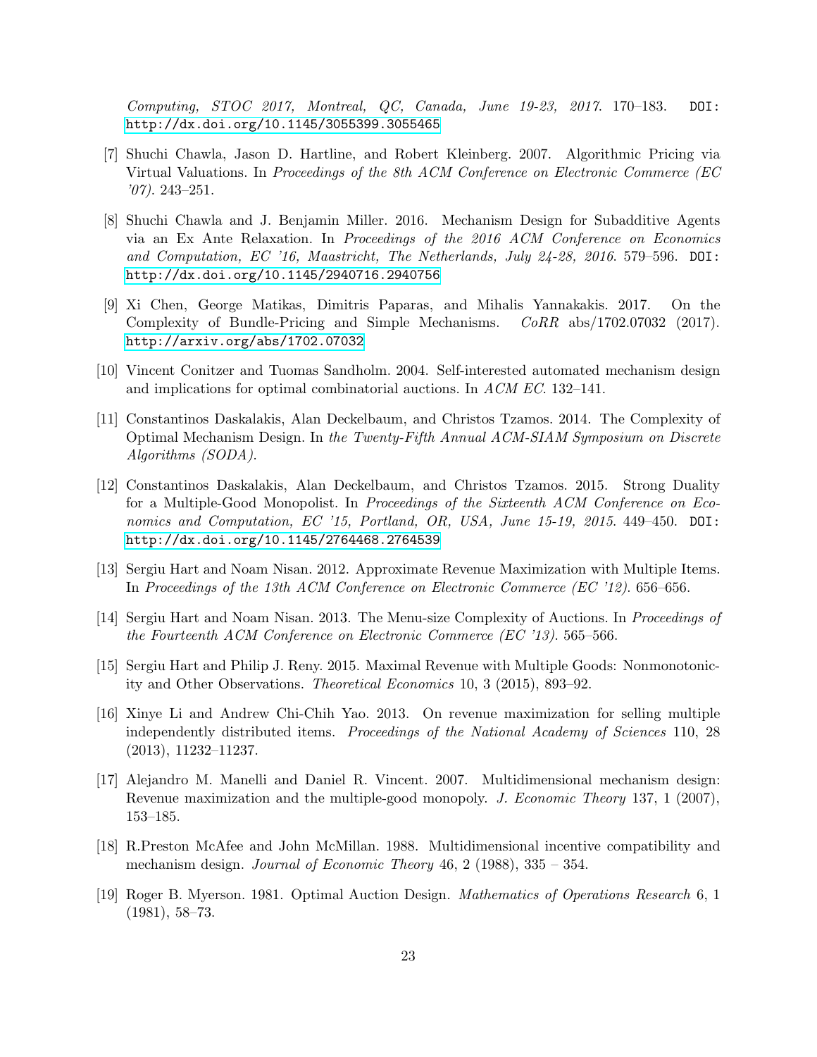*Computing, STOC 2017, Montreal, QC, Canada, June 19-23, 2017*. 170–183. DOI: http://dx.doi.org/10.1145/3055399.3055465

[7] Shuchi Chawla, Jason D. Hartline, and Robert Kleinberg. 2007. Algorithmic Pricing via Virtual Valuations. In *Proceedings of the 8th ACM Conference on Electronic Commerce (EC '07)*. 243–251.

[8] Shuchi Chawla and J. Benjamin Miller. 2016. Mechanism Design for Subadditive Agents via an Ex Ante Relaxation. In *Proceedings of the 2016 ACM Conference on Economics and Computation, EC '16, Maastricht, The Netherlands, July 24-28, 2016*. 579–596. DOI: http://dx.doi.org/10.1145/2940716.2940756

[9] Xi Chen, George Matikas, Dimitris Paparas, and Mihalis Yannakakis. 2017. On the Complexity of Bundle-Pricing and Simple Mechanisms. *CoRR* abs/1702.07032 (2017). http://arxiv.org/abs/1702.07032

[10] Vincent Conitzer and Tuomas Sandholm. 2004. Self-interested automated mechanism design and implications for optimal combinatorial auctions. In *ACM EC*. 132–141.

[11] Constantinos Daskalakis, Alan Deckelbaum, and Christos Tzamos. 2014. The Complexity of Optimal Mechanism Design. In *the Twenty-Fifth Annual ACM-SIAM Symposium on Discrete Algorithms (SODA)*.

[12] Constantinos Daskalakis, Alan Deckelbaum, and Christos Tzamos. 2015. Strong Duality for a Multiple-Good Monopolist. In *Proceedings of the Sixteenth ACM Conference on Economics and Computation, EC '15, Portland, OR, USA, June 15-19, 2015*. 449–450. DOI: http://dx.doi.org/10.1145/2764468.2764539

[13] Sergiu Hart and Noam Nisan. 2012. Approximate Revenue Maximization with Multiple Items. In *Proceedings of the 13th ACM Conference on Electronic Commerce (EC '12)*. 656–656.

[14] Sergiu Hart and Noam Nisan. 2013. The Menu-size Complexity of Auctions. In *Proceedings of the Fourteenth ACM Conference on Electronic Commerce (EC '13)*. 565–566.

[15] Sergiu Hart and Philip J. Reny. 2015. Maximal Revenue with Multiple Goods: Nonmonotonicity and Other Observations. *Theoretical Economics* 10, 3 (2015), 893–92.

[16] Xinye Li and Andrew Chi-Chih Yao. 2013. On revenue maximization for selling multiple independently distributed items. *Proceedings of the National Academy of Sciences* 110, 28 (2013), 11232–11237.

[17] Alejandro M. Manelli and Daniel R. Vincent. 2007. Multidimensional mechanism design: Revenue maximization and the multiple-good monopoly. *J. Economic Theory* 137, 1 (2007), 153–185.

[18] R.Preston McAfee and John McMillan. 1988. Multidimensional incentive compatibility and mechanism design. *Journal of Economic Theory* 46, 2 (1988), 335 – 354.

[19] Roger B. Myerson. 1981. Optimal Auction Design. *Mathematics of Operations Research* 6, 1 (1981), 58–73.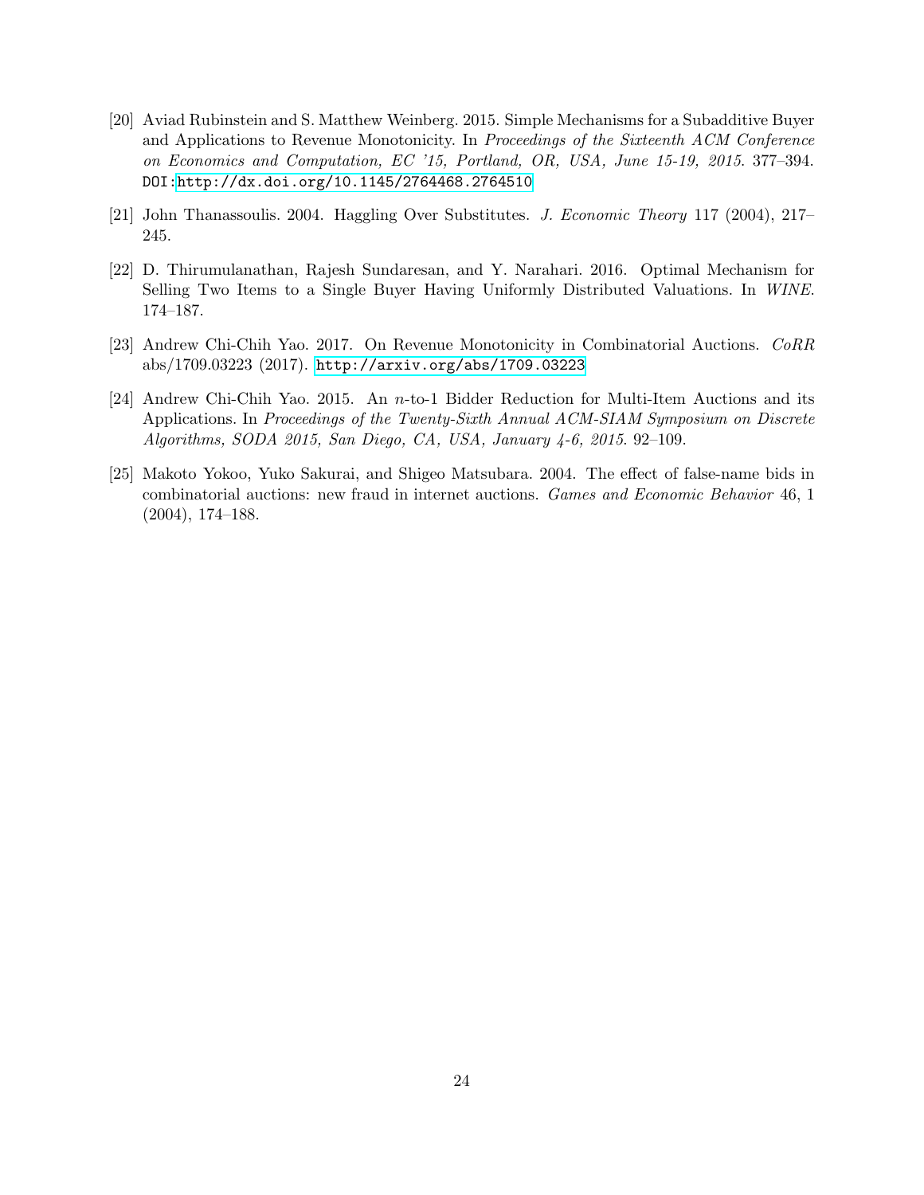[20] Aviad Rubinstein and S. Matthew Weinberg. 2015. Simple Mechanisms for a Subadditive Buyer and Applications to Revenue Monotonicity. In *Proceedings of the Sixteenth ACM Conference on Economics and Computation, EC '15, Portland, OR, USA, June 15-19, 2015.* 377–394. DOI:http://dx.doi.org/10.1145/2764468.2764510

[21] John Thanassoulis. 2004. Haggling Over Substitutes. *J. Economic Theory* 117 (2004), 217–245.

[22] D. Thirumulanathan, Rajesh Sundaresan, and Y. Narahari. 2016. Optimal Mechanism for Selling Two Items to a Single Buyer Having Uniformly Distributed Valuations. In *WINE*. 174–187.

[23] Andrew Chi-Chih Yao. 2017. On Revenue Monotonicity in Combinatorial Auctions. *CoRR* abs/1709.03223 (2017). http://arxiv.org/abs/1709.03223

[24] Andrew Chi-Chih Yao. 2015. An $n$-to-1 Bidder Reduction for Multi-Item Auctions and its Applications. In *Proceedings of the Twenty-Sixth Annual ACM-SIAM Symposium on Discrete Algorithms, SODA 2015, San Diego, CA, USA, January 4-6, 2015.* 92–109.

[25] Makoto Yokoo, Yuko Sakurai, and Shigeo Matsubara. 2004. The effect of false-name bids in combinatorial auctions: new fraud in internet auctions. *Games and Economic Behavior* 46, 1 (2004), 174–188.